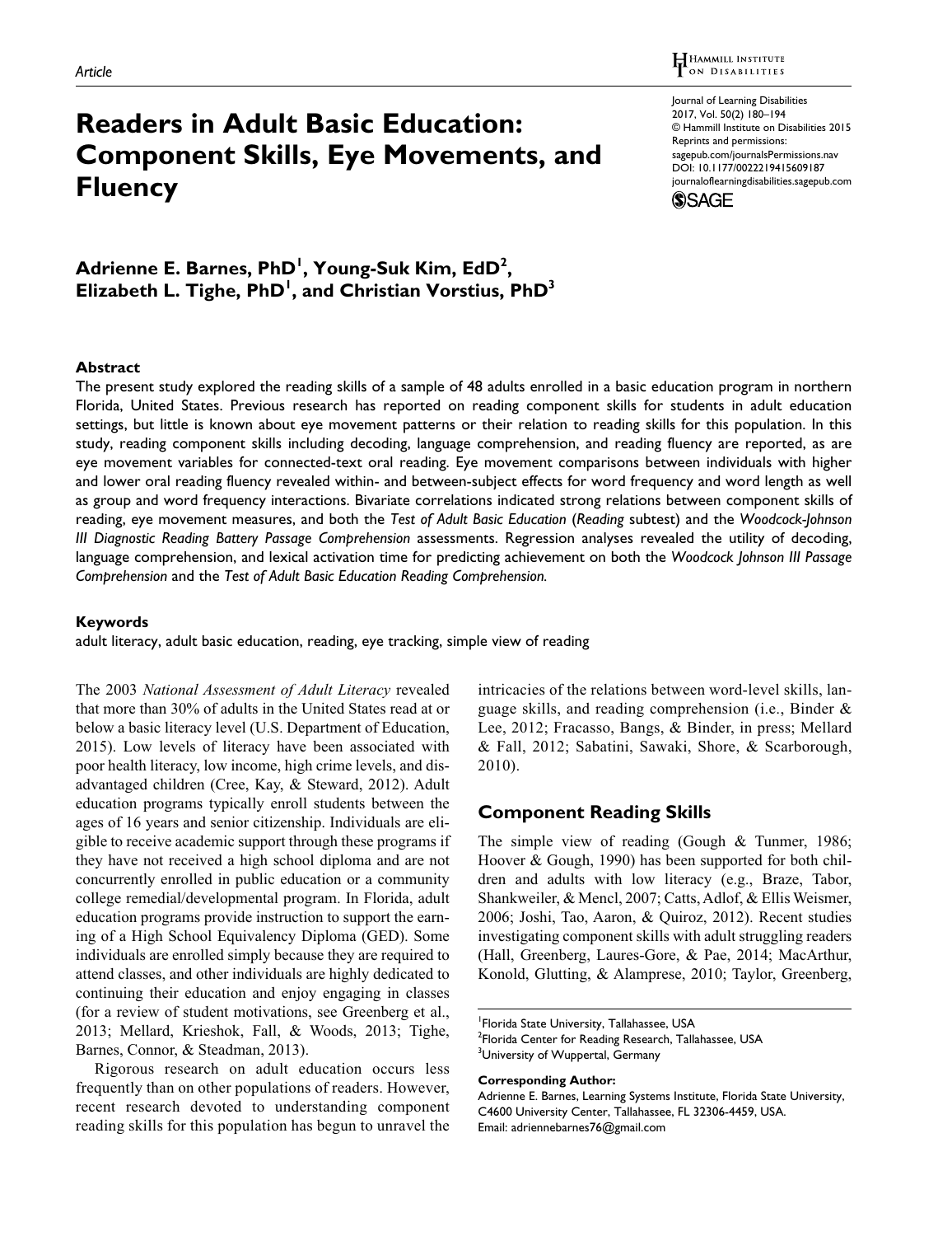Article

# Readers in Adult Basic Education: Component Skills, Eye Movements, and Fluency

Journal of Learning Disabilities
2017, Vol. 50(2) 180–194
© Hammill Institute on Disabilities 2015
Reprints and permissions:
sagepub.com/journalsPermissions.nav
DOI: 10.1177/0022219415609187
journaloflearningdisabilities.sagepub.com

**Adrienne E. Barnes, PhD[1], Young-Suk Kim, EdD[2], Elizabeth L. Tighe, PhD[1], and Christian Vorstius, PhD[3]**

## Abstract

The present study explored the reading skills of a sample of 48 adults enrolled in a basic education program in northern Florida, United States. Previous research has reported on reading component skills for students in adult education settings, but little is known about eye movement patterns or their relation to reading skills for this population. In this study, reading component skills including decoding, language comprehension, and reading fluency are reported, as are eye movement variables for connected-text oral reading. Eye movement comparisons between individuals with higher and lower oral reading fluency revealed within- and between-subject effects for word frequency and word length as well as group and word frequency interactions. Bivariate correlations indicated strong relations between component skills of reading, eye movement measures, and both the *Test of Adult Basic Education* (*Reading* subtest) and the *Woodcock-Johnson III Diagnostic Reading Battery Passage Comprehension* assessments. Regression analyses revealed the utility of decoding, language comprehension, and lexical activation time for predicting achievement on both the *Woodcock Johnson III Passage Comprehension* and the *Test of Adult Basic Education Reading Comprehension.*

## Keywords

adult literacy, adult basic education, reading, eye tracking, simple view of reading

The 2003 *National Assessment of Adult Literacy* revealed that more than 30% of adults in the United States read at or below a basic literacy level (U.S. Department of Education, 2015). Low levels of literacy have been associated with poor health literacy, low income, high crime levels, and disadvantaged children (Cree, Kay, & Steward, 2012). Adult education programs typically enroll students between the ages of 16 years and senior citizenship. Individuals are eligible to receive academic support through these programs if they have not received a high school diploma and are not concurrently enrolled in public education or a community college remedial/developmental program. In Florida, adult education programs provide instruction to support the earning of a High School Equivalency Diploma (GED). Some individuals are enrolled simply because they are required to attend classes, and other individuals are highly dedicated to continuing their education and enjoy engaging in classes (for a review of student motivations, see Greenberg et al., 2013; Mellard, Krieshok, Fall, & Woods, 2013; Tighe, Barnes, Connor, & Steadman, 2013).

Rigorous research on adult education occurs less frequently than on other populations of readers. However, recent research devoted to understanding component reading skills for this population has begun to unravel the intricacies of the relations between word-level skills, language skills, and reading comprehension (i.e., Binder & Lee, 2012; Fracasso, Bangs, & Binder, in press; Mellard & Fall, 2012; Sabatini, Sawaki, Shore, & Scarborough, 2010).

## Component Reading Skills

The simple view of reading (Gough & Tunmer, 1986; Hoover & Gough, 1990) has been supported for both children and adults with low literacy (e.g., Braze, Tabor, Shankweiler, & Mencl, 2007; Catts, Adlof, & Ellis Weismer, 2006; Joshi, Tao, Aaron, & Quiroz, 2012). Recent studies investigating component skills with adult struggling readers (Hall, Greenberg, Laures-Gore, & Pae, 2014; MacArthur, Konold, Glutting, & Alamprese, 2010; Taylor, Greenberg,

[1]Florida State University, Tallahassee, USA
[2]Florida Center for Reading Research, Tallahassee, USA
[3]University of Wuppertal, Germany

**Corresponding Author:**
Adrienne E. Barnes, Learning Systems Institute, Florida State University, C4600 University Center, Tallahassee, FL 32306-4459, USA.
Email: adriennebarnes76@gmail.com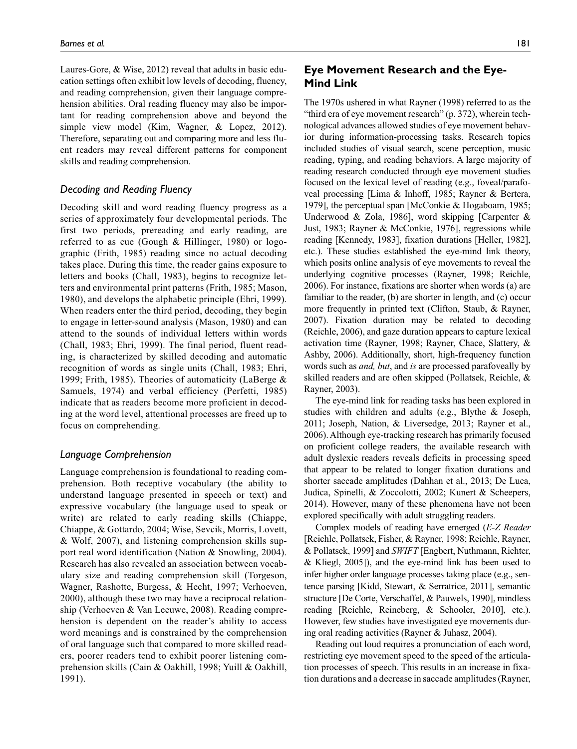Laures-Gore, & Wise, 2012) reveal that adults in basic education settings often exhibit low levels of decoding, fluency, and reading comprehension, given their language comprehension abilities. Oral reading fluency may also be important for reading comprehension above and beyond the simple view model (Kim, Wagner, & Lopez, 2012). Therefore, separating out and comparing more and less fluent readers may reveal different patterns for component skills and reading comprehension.

### *Decoding and Reading Fluency*

Decoding skill and word reading fluency progress as a series of approximately four developmental periods. The first two periods, prereading and early reading, are referred to as cue (Gough & Hillinger, 1980) or logographic (Frith, 1985) reading since no actual decoding takes place. During this time, the reader gains exposure to letters and books (Chall, 1983), begins to recognize letters and environmental print patterns (Frith, 1985; Mason, 1980), and develops the alphabetic principle (Ehri, 1999). When readers enter the third period, decoding, they begin to engage in letter-sound analysis (Mason, 1980) and can attend to the sounds of individual letters within words (Chall, 1983; Ehri, 1999). The final period, fluent reading, is characterized by skilled decoding and automatic recognition of words as single units (Chall, 1983; Ehri, 1999; Frith, 1985). Theories of automaticity (LaBerge & Samuels, 1974) and verbal efficiency (Perfetti, 1985) indicate that as readers become more proficient in decoding at the word level, attentional processes are freed up to focus on comprehending.

### *Language Comprehension*

Language comprehension is foundational to reading comprehension. Both receptive vocabulary (the ability to understand language presented in speech or text) and expressive vocabulary (the language used to speak or write) are related to early reading skills (Chiappe, Chiappe, & Gottardo, 2004; Wise, Sevcik, Morris, Lovett, & Wolf, 2007), and listening comprehension skills support real word identification (Nation & Snowling, 2004). Research has also revealed an association between vocabulary size and reading comprehension skill (Torgeson, Wagner, Rashotte, Burgess, & Hecht, 1997; Verhoeven, 2000), although these two may have a reciprocal relationship (Verhoeven & Van Leeuwe, 2008). Reading comprehension is dependent on the reader's ability to access word meanings and is constrained by the comprehension of oral language such that compared to more skilled readers, poorer readers tend to exhibit poorer listening comprehension skills (Cain & Oakhill, 1998; Yuill & Oakhill, 1991).

## Eye Movement Research and the Eye-Mind Link

The 1970s ushered in what Rayner (1998) referred to as the "third era of eye movement research" (p. 372), wherein technological advances allowed studies of eye movement behavior during information-processing tasks. Research topics included studies of visual search, scene perception, music reading, typing, and reading behaviors. A large majority of reading research conducted through eye movement studies focused on the lexical level of reading (e.g., foveal/parafoveal processing [Lima & Inhoff, 1985; Rayner & Bertera, 1979], the perceptual span [McConkie & Hogaboam, 1985; Underwood & Zola, 1986], word skipping [Carpenter & Just, 1983; Rayner & McConkie, 1976], regressions while reading [Kennedy, 1983], fixation durations [Heller, 1982], etc.). These studies established the eye-mind link theory, which posits online analysis of eye movements to reveal the underlying cognitive processes (Rayner, 1998; Reichle, 2006). For instance, fixations are shorter when words (a) are familiar to the reader, (b) are shorter in length, and (c) occur more frequently in printed text (Clifton, Staub, & Rayner, 2007). Fixation duration may be related to decoding (Reichle, 2006), and gaze duration appears to capture lexical activation time (Rayner, 1998; Rayner, Chace, Slattery, & Ashby, 2006). Additionally, short, high-frequency function words such as *and, but*, and *is* are processed parafoveally by skilled readers and are often skipped (Pollatsek, Reichle, & Rayner, 2003).

The eye-mind link for reading tasks has been explored in studies with children and adults (e.g., Blythe & Joseph, 2011; Joseph, Nation, & Liversedge, 2013; Rayner et al., 2006). Although eye-tracking research has primarily focused on proficient college readers, the available research with adult dyslexic readers reveals deficits in processing speed that appear to be related to longer fixation durations and shorter saccade amplitudes (Dahhan et al., 2013; De Luca, Judica, Spinelli, & Zoccolotti, 2002; Kunert & Scheepers, 2014). However, many of these phenomena have not been explored specifically with adult struggling readers.

Complex models of reading have emerged (*E-Z Reader* [Reichle, Pollatsek, Fisher, & Rayner, 1998; Reichle, Rayner, & Pollatsek, 1999] and *SWIFT* [Engbert, Nuthmann, Richter, & Kliegl, 2005]), and the eye-mind link has been used to infer higher order language processes taking place (e.g., sentence parsing [Kidd, Stewart, & Serratrice, 2011], semantic structure [De Corte, Verschaffel, & Pauwels, 1990], mindless reading [Reichle, Reineberg, & Schooler, 2010], etc.). However, few studies have investigated eye movements during oral reading activities (Rayner & Juhasz, 2004).

Reading out loud requires a pronunciation of each word, restricting eye movement speed to the speed of the articulation processes of speech. This results in an increase in fixation durations and a decrease in saccade amplitudes (Rayner,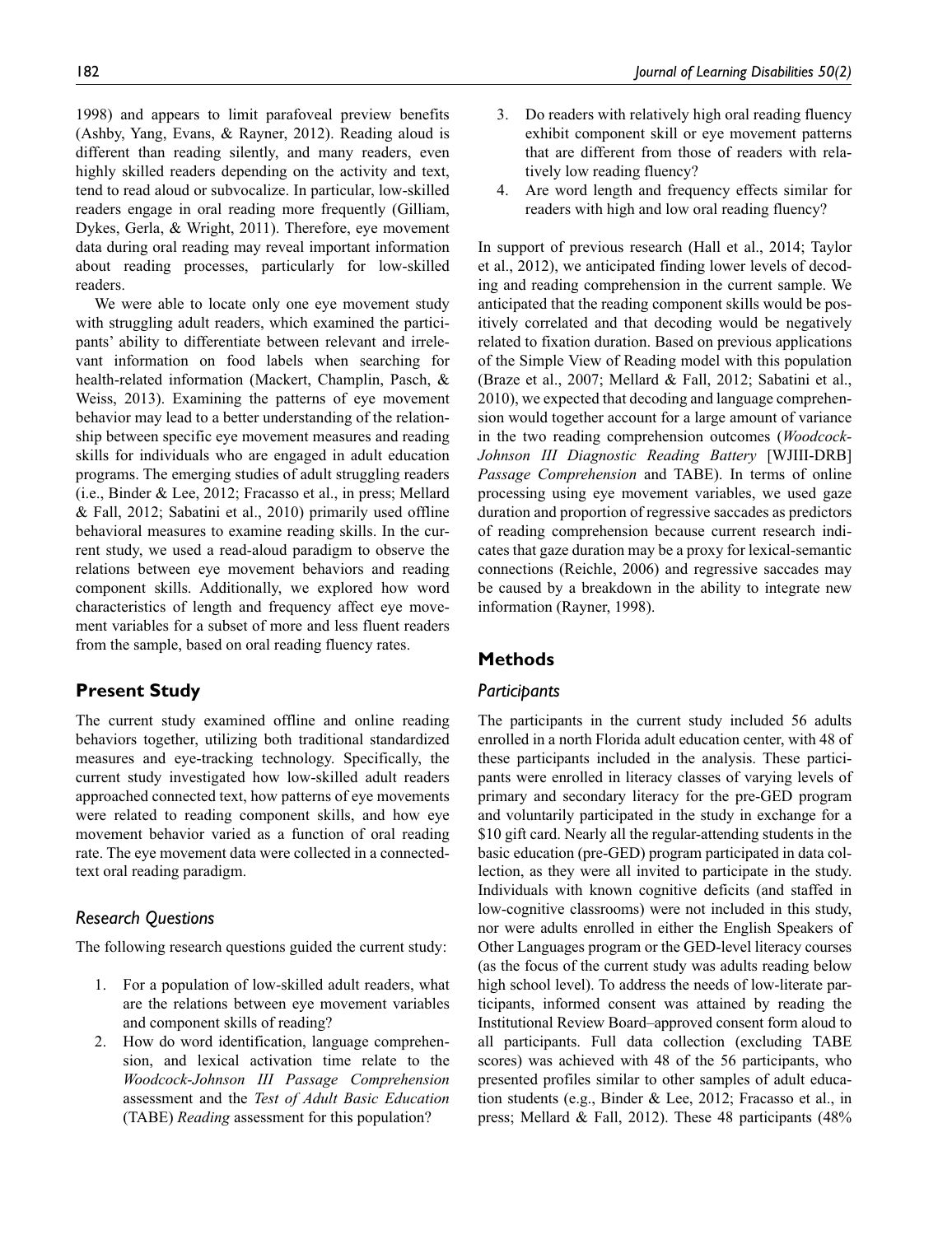1998) and appears to limit parafoveal preview benefits (Ashby, Yang, Evans, & Rayner, 2012). Reading aloud is different than reading silently, and many readers, even highly skilled readers depending on the activity and text, tend to read aloud or subvocalize. In particular, low-skilled readers engage in oral reading more frequently (Gilliam, Dykes, Gerla, & Wright, 2011). Therefore, eye movement data during oral reading may reveal important information about reading processes, particularly for low-skilled readers.

We were able to locate only one eye movement study with struggling adult readers, which examined the participants' ability to differentiate between relevant and irrelevant information on food labels when searching for health-related information (Mackert, Champlin, Pasch, & Weiss, 2013). Examining the patterns of eye movement behavior may lead to a better understanding of the relationship between specific eye movement measures and reading skills for individuals who are engaged in adult education programs. The emerging studies of adult struggling readers (i.e., Binder & Lee, 2012; Fracasso et al., in press; Mellard & Fall, 2012; Sabatini et al., 2010) primarily used offline behavioral measures to examine reading skills. In the current study, we used a read-aloud paradigm to observe the relations between eye movement behaviors and reading component skills. Additionally, we explored how word characteristics of length and frequency affect eye movement variables for a subset of more and less fluent readers from the sample, based on oral reading fluency rates.

## Present Study

The current study examined offline and online reading behaviors together, utilizing both traditional standardized measures and eye-tracking technology. Specifically, the current study investigated how low-skilled adult readers approached connected text, how patterns of eye movements were related to reading component skills, and how eye movement behavior varied as a function of oral reading rate. The eye movement data were collected in a connected-text oral reading paradigm.

### Research Questions

The following research questions guided the current study:

1. For a population of low-skilled adult readers, what are the relations between eye movement variables and component skills of reading?
2. How do word identification, language comprehension, and lexical activation time relate to the *Woodcock-Johnson III Passage Comprehension* assessment and the *Test of Adult Basic Education* (TABE) *Reading* assessment for this population?
3. Do readers with relatively high oral reading fluency exhibit component skill or eye movement patterns that are different from those of readers with relatively low reading fluency?
4. Are word length and frequency effects similar for readers with high and low oral reading fluency?

In support of previous research (Hall et al., 2014; Taylor et al., 2012), we anticipated finding lower levels of decoding and reading comprehension in the current sample. We anticipated that the reading component skills would be positively correlated and that decoding would be negatively related to fixation duration. Based on previous applications of the Simple View of Reading model with this population (Braze et al., 2007; Mellard & Fall, 2012; Sabatini et al., 2010), we expected that decoding and language comprehension would together account for a large amount of variance in the two reading comprehension outcomes (*Woodcock-Johnson III Diagnostic Reading Battery* [WJIII-DRB] *Passage Comprehension* and TABE). In terms of online processing using eye movement variables, we used gaze duration and proportion of regressive saccades as predictors of reading comprehension because current research indicates that gaze duration may be a proxy for lexical-semantic connections (Reichle, 2006) and regressive saccades may be caused by a breakdown in the ability to integrate new information (Rayner, 1998).

## Methods

### Participants

The participants in the current study included 56 adults enrolled in a north Florida adult education center, with 48 of these participants included in the analysis. These participants were enrolled in literacy classes of varying levels of primary and secondary literacy for the pre-GED program and voluntarily participated in the study in exchange for a $10 gift card. Nearly all the regular-attending students in the basic education (pre-GED) program participated in data collection, as they were all invited to participate in the study. Individuals with known cognitive deficits (and staffed in low-cognitive classrooms) were not included in this study, nor were adults enrolled in either the English Speakers of Other Languages program or the GED-level literacy courses (as the focus of the current study was adults reading below high school level). To address the needs of low-literate participants, informed consent was attained by reading the Institutional Review Board–approved consent form aloud to all participants. Full data collection (excluding TABE scores) was achieved with 48 of the 56 participants, who presented profiles similar to other samples of adult education students (e.g., Binder & Lee, 2012; Fracasso et al., in press; Mellard & Fall, 2012). These 48 participants (48%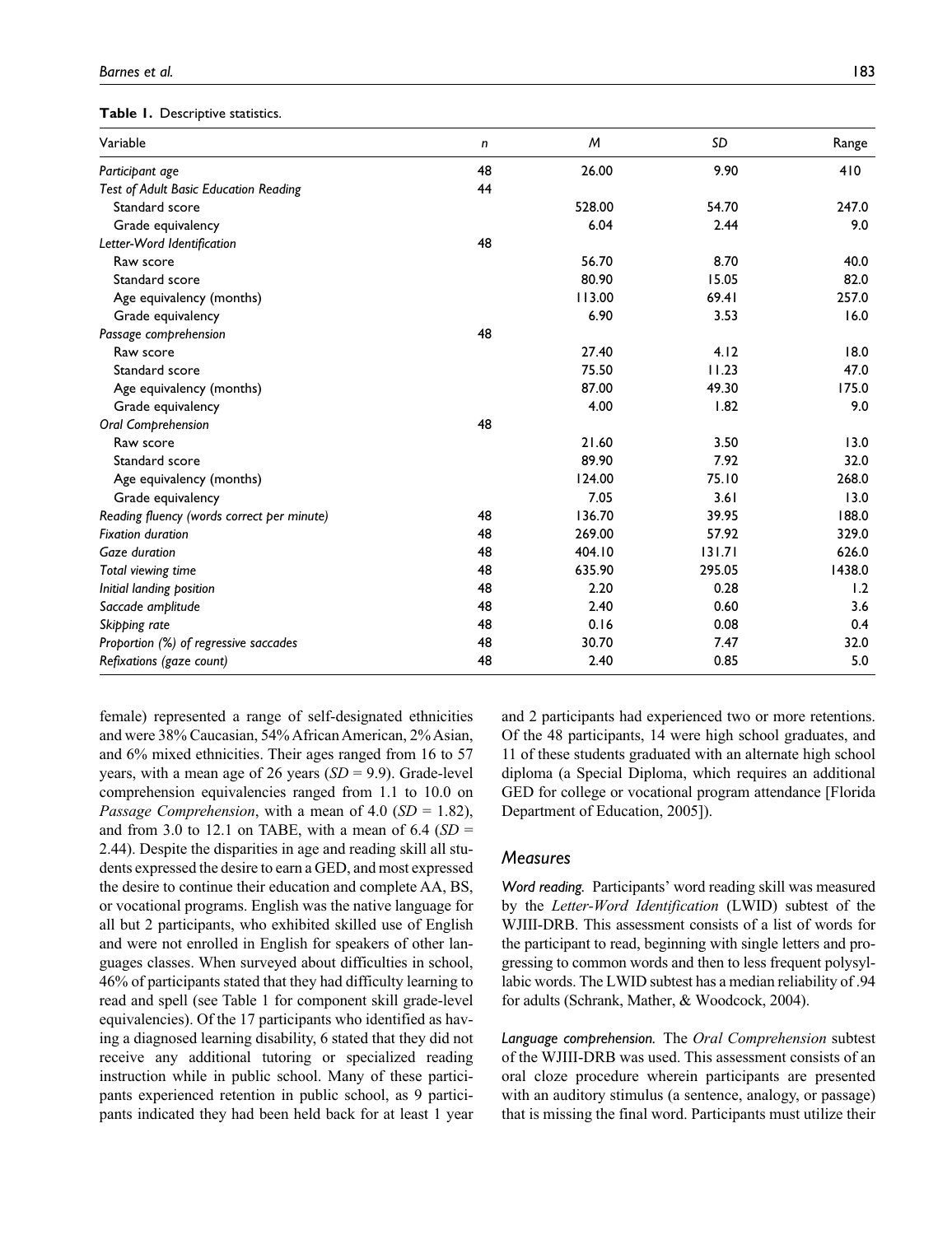**Table 1.** Descriptive statistics.

| Variable | n | M | SD | Range |
|---|---|---|---|---|
| *Participant age* | 48 | 26.00 | 9.90 | 410 |
| *Test of Adult Basic Education Reading* | 44 | | | |
| Standard score | | 528.00 | 54.70 | 247.0 |
| Grade equivalency | | 6.04 | 2.44 | 9.0 |
| *Letter-Word Identification* | 48 | | | |
| Raw score | | 56.70 | 8.70 | 40.0 |
| Standard score | | 80.90 | 15.05 | 82.0 |
| Age equivalency (months) | | 113.00 | 69.41 | 257.0 |
| Grade equivalency | | 6.90 | 3.53 | 16.0 |
| *Passage comprehension* | 48 | | | |
| Raw score | | 27.40 | 4.12 | 18.0 |
| Standard score | | 75.50 | 11.23 | 47.0 |
| Age equivalency (months) | | 87.00 | 49.30 | 175.0 |
| Grade equivalency | | 4.00 | 1.82 | 9.0 |
| *Oral Comprehension* | 48 | | | |
| Raw score | | 21.60 | 3.50 | 13.0 |
| Standard score | | 89.90 | 7.92 | 32.0 |
| Age equivalency (months) | | 124.00 | 75.10 | 268.0 |
| Grade equivalency | | 7.05 | 3.61 | 13.0 |
| *Reading fluency (words correct per minute)* | 48 | 136.70 | 39.95 | 188.0 |
| *Fixation duration* | 48 | 269.00 | 57.92 | 329.0 |
| *Gaze duration* | 48 | 404.10 | 131.71 | 626.0 |
| *Total viewing time* | 48 | 635.90 | 295.05 | 1438.0 |
| *Initial landing position* | 48 | 2.20 | 0.28 | 1.2 |
| *Saccade amplitude* | 48 | 2.40 | 0.60 | 3.6 |
| *Skipping rate* | 48 | 0.16 | 0.08 | 0.4 |
| *Proportion (%) of regressive saccades* | 48 | 30.70 | 7.47 | 32.0 |
| *Refixations (gaze count)* | 48 | 2.40 | 0.85 | 5.0 |

female) represented a range of self-designated ethnicities and were 38% Caucasian, 54% African American, 2% Asian, and 6% mixed ethnicities. Their ages ranged from 16 to 57 years, with a mean age of 26 years ($SD$ = 9.9). Grade-level comprehension equivalencies ranged from 1.1 to 10.0 on *Passage Comprehension*, with a mean of 4.0 ($SD$ = 1.82), and from 3.0 to 12.1 on TABE, with a mean of 6.4 ($SD$ = 2.44). Despite the disparities in age and reading skill all students expressed the desire to earn a GED, and most expressed the desire to continue their education and complete AA, BS, or vocational programs. English was the native language for all but 2 participants, who exhibited skilled use of English and were not enrolled in English for speakers of other languages classes. When surveyed about difficulties in school, 46% of participants stated that they had difficulty learning to read and spell (see Table 1 for component skill grade-level equivalencies). Of the 17 participants who identified as having a diagnosed learning disability, 6 stated that they did not receive any additional tutoring or specialized reading instruction while in public school. Many of these participants experienced retention in public school, as 9 participants indicated they had been held back for at least 1 year and 2 participants had experienced two or more retentions. Of the 48 participants, 14 were high school graduates, and 11 of these students graduated with an alternate high school diploma (a Special Diploma, which requires an additional GED for college or vocational program attendance [Florida Department of Education, 2005]).

## Measures

*Word reading.* Participants' word reading skill was measured by the *Letter-Word Identification* (LWID) subtest of the WJIII-DRB. This assessment consists of a list of words for the participant to read, beginning with single letters and progressing to common words and then to less frequent polysyllabic words. The LWID subtest has a median reliability of .94 for adults (Schrank, Mather, & Woodcock, 2004).

*Language comprehension.* The *Oral Comprehension* subtest of the WJIII-DRB was used. This assessment consists of an oral cloze procedure wherein participants are presented with an auditory stimulus (a sentence, analogy, or passage) that is missing the final word. Participants must utilize their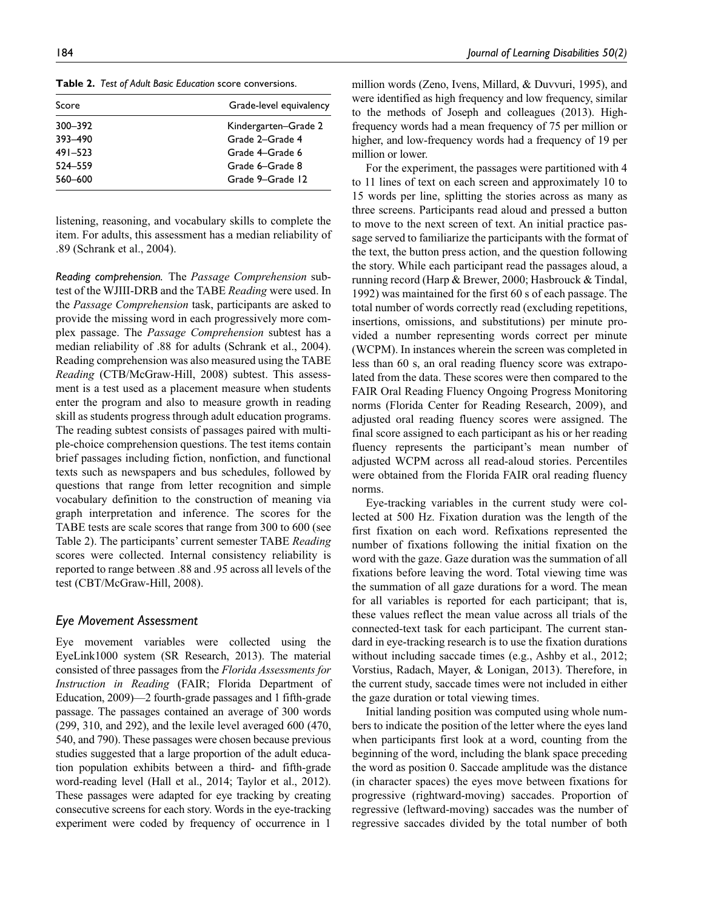**Table 2.** *Test of Adult Basic Education* score conversions.

| Score | Grade-level equivalency |
| --- | --- |
| 300–392 | Kindergarten–Grade 2 |
| 393–490 | Grade 2–Grade 4 |
| 491–523 | Grade 4–Grade 6 |
| 524–559 | Grade 6–Grade 8 |
| 560–600 | Grade 9–Grade 12 |

listening, reasoning, and vocabulary skills to complete the item. For adults, this assessment has a median reliability of .89 (Schrank et al., 2004).

*Reading comprehension.* The *Passage Comprehension* subtest of the WJIII-DRB and the TABE *Reading* were used. In the *Passage Comprehension* task, participants are asked to provide the missing word in each progressively more complex passage. The *Passage Comprehension* subtest has a median reliability of .88 for adults (Schrank et al., 2004). Reading comprehension was also measured using the TABE *Reading* (CTB/McGraw-Hill, 2008) subtest. This assessment is a test used as a placement measure when students enter the program and also to measure growth in reading skill as students progress through adult education programs. The reading subtest consists of passages paired with multiple-choice comprehension questions. The test items contain brief passages including fiction, nonfiction, and functional texts such as newspapers and bus schedules, followed by questions that range from letter recognition and simple vocabulary definition to the construction of meaning via graph interpretation and inference. The scores for the TABE tests are scale scores that range from 300 to 600 (see Table 2). The participants' current semester TABE *Reading* scores were collected. Internal consistency reliability is reported to range between .88 and .95 across all levels of the test (CBT/McGraw-Hill, 2008).

## Eye Movement Assessment

Eye movement variables were collected using the EyeLink1000 system (SR Research, 2013). The material consisted of three passages from the *Florida Assessments for Instruction in Reading* (FAIR; Florida Department of Education, 2009)—2 fourth-grade passages and 1 fifth-grade passage. The passages contained an average of 300 words (299, 310, and 292), and the lexile level averaged 600 (470, 540, and 790). These passages were chosen because previous studies suggested that a large proportion of the adult education population exhibits between a third- and fifth-grade word-reading level (Hall et al., 2014; Taylor et al., 2012). These passages were adapted for eye tracking by creating consecutive screens for each story. Words in the eye-tracking experiment were coded by frequency of occurrence in 1 million words (Zeno, Ivens, Millard, & Duvvuri, 1995), and were identified as high frequency and low frequency, similar to the methods of Joseph and colleagues (2013). High-frequency words had a mean frequency of 75 per million or higher, and low-frequency words had a frequency of 19 per million or lower.

For the experiment, the passages were partitioned with 4 to 11 lines of text on each screen and approximately 10 to 15 words per line, splitting the stories across as many as three screens. Participants read aloud and pressed a button to move to the next screen of text. An initial practice passage served to familiarize the participants with the format of the text, the button press action, and the question following the story. While each participant read the passages aloud, a running record (Harp & Brewer, 2000; Hasbrouck & Tindal, 1992) was maintained for the first 60 s of each passage. The total number of words correctly read (excluding repetitions, insertions, omissions, and substitutions) per minute provided a number representing words correct per minute (WCPM). In instances wherein the screen was completed in less than 60 s, an oral reading fluency score was extrapolated from the data. These scores were then compared to the FAIR Oral Reading Fluency Ongoing Progress Monitoring norms (Florida Center for Reading Research, 2009), and adjusted oral reading fluency scores were assigned. The final score assigned to each participant as his or her reading fluency represents the participant's mean number of adjusted WCPM across all read-aloud stories. Percentiles were obtained from the Florida FAIR oral reading fluency norms.

Eye-tracking variables in the current study were collected at 500 Hz. Fixation duration was the length of the first fixation on each word. Refixations represented the number of fixations following the initial fixation on the word with the gaze. Gaze duration was the summation of all fixations before leaving the word. Total viewing time was the summation of all gaze durations for a word. The mean for all variables is reported for each participant; that is, these values reflect the mean value across all trials of the connected-text task for each participant. The current standard in eye-tracking research is to use the fixation durations without including saccade times (e.g., Ashby et al., 2012; Vorstius, Radach, Mayer, & Lonigan, 2013). Therefore, in the current study, saccade times were not included in either the gaze duration or total viewing times.

Initial landing position was computed using whole numbers to indicate the position of the letter where the eyes land when participants first look at a word, counting from the beginning of the word, including the blank space preceding the word as position 0. Saccade amplitude was the distance (in character spaces) the eyes move between fixations for progressive (rightward-moving) saccades. Proportion of regressive (leftward-moving) saccades was the number of regressive saccades divided by the total number of both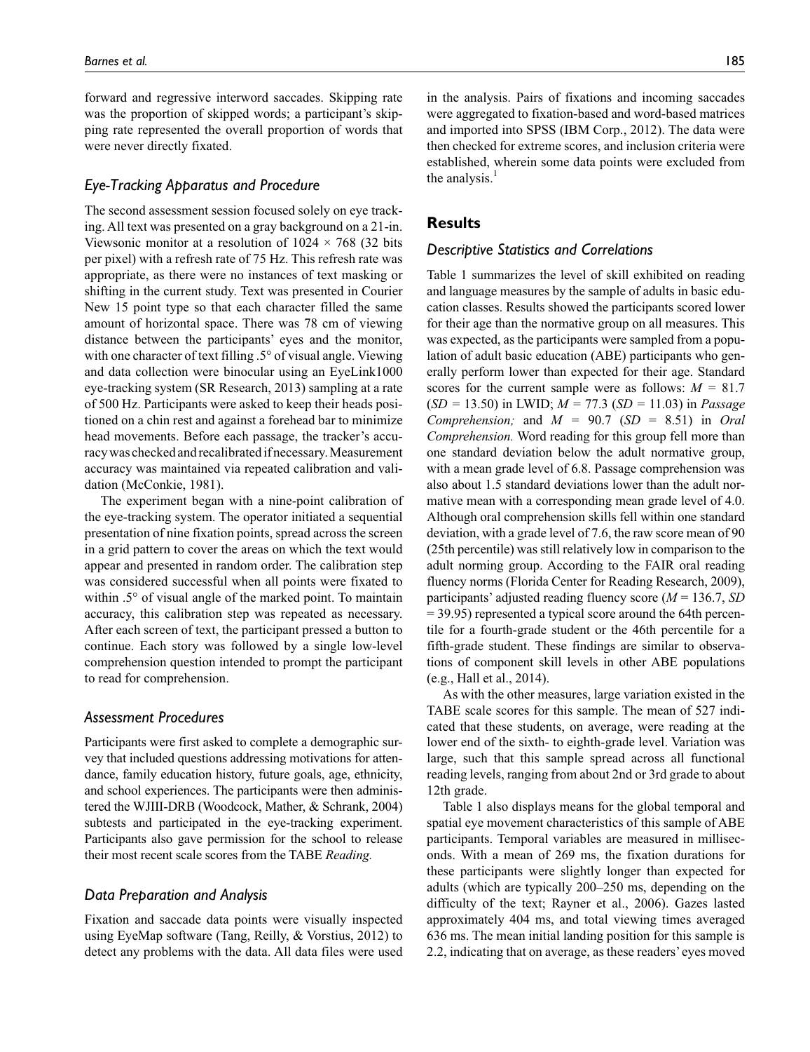forward and regressive interword saccades. Skipping rate was the proportion of skipped words; a participant's skipping rate represented the overall proportion of words that were never directly fixated.

### Eye-Tracking Apparatus and Procedure

The second assessment session focused solely on eye tracking. All text was presented on a gray background on a 21-in. Viewsonic monitor at a resolution of 1024 × 768 (32 bits per pixel) with a refresh rate of 75 Hz. This refresh rate was appropriate, as there were no instances of text masking or shifting in the current study. Text was presented in Courier New 15 point type so that each character filled the same amount of horizontal space. There was 78 cm of viewing distance between the participants' eyes and the monitor, with one character of text filling .5° of visual angle. Viewing and data collection were binocular using an EyeLink1000 eye-tracking system (SR Research, 2013) sampling at a rate of 500 Hz. Participants were asked to keep their heads positioned on a chin rest and against a forehead bar to minimize head movements. Before each passage, the tracker's accuracy was checked and recalibrated if necessary. Measurement accuracy was maintained via repeated calibration and validation (McConkie, 1981).

The experiment began with a nine-point calibration of the eye-tracking system. The operator initiated a sequential presentation of nine fixation points, spread across the screen in a grid pattern to cover the areas on which the text would appear and presented in random order. The calibration step was considered successful when all points were fixated to within .5° of visual angle of the marked point. To maintain accuracy, this calibration step was repeated as necessary. After each screen of text, the participant pressed a button to continue. Each story was followed by a single low-level comprehension question intended to prompt the participant to read for comprehension.

### Assessment Procedures

Participants were first asked to complete a demographic survey that included questions addressing motivations for attendance, family education history, future goals, age, ethnicity, and school experiences. The participants were then administered the WJIII-DRB (Woodcock, Mather, & Schrank, 2004) subtests and participated in the eye-tracking experiment. Participants also gave permission for the school to release their most recent scale scores from the TABE *Reading.*

### Data Preparation and Analysis

Fixation and saccade data points were visually inspected using EyeMap software (Tang, Reilly, & Vorstius, 2012) to detect any problems with the data. All data files were used in the analysis. Pairs of fixations and incoming saccades were aggregated to fixation-based and word-based matrices and imported into SPSS (IBM Corp., 2012). The data were then checked for extreme scores, and inclusion criteria were established, wherein some data points were excluded from the analysis.[1]

## Results

### Descriptive Statistics and Correlations

Table 1 summarizes the level of skill exhibited on reading and language measures by the sample of adults in basic education classes. Results showed the participants scored lower for their age than the normative group on all measures. This was expected, as the participants were sampled from a population of adult basic education (ABE) participants who generally perform lower than expected for their age. Standard scores for the current sample were as follows: $M$ = 81.7 ($SD$ = 13.50) in LWID; $M$ = 77.3 ($SD$ = 11.03) in *Passage Comprehension;* and $M$ = 90.7 ($SD$ = 8.51) in *Oral Comprehension.* Word reading for this group fell more than one standard deviation below the adult normative group, with a mean grade level of 6.8. Passage comprehension was also about 1.5 standard deviations lower than the adult normative mean with a corresponding mean grade level of 4.0. Although oral comprehension skills fell within one standard deviation, with a grade level of 7.6, the raw score mean of 90 (25th percentile) was still relatively low in comparison to the adult norming group. According to the FAIR oral reading fluency norms (Florida Center for Reading Research, 2009), participants' adjusted reading fluency score ($M$ = 136.7, $SD$ = 39.95) represented a typical score around the 64th percentile for a fourth-grade student or the 46th percentile for a fifth-grade student. These findings are similar to observations of component skill levels in other ABE populations (e.g., Hall et al., 2014).

As with the other measures, large variation existed in the TABE scale scores for this sample. The mean of 527 indicated that these students, on average, were reading at the lower end of the sixth- to eighth-grade level. Variation was large, such that this sample spread across all functional reading levels, ranging from about 2nd or 3rd grade to about 12th grade.

Table 1 also displays means for the global temporal and spatial eye movement characteristics of this sample of ABE participants. Temporal variables are measured in milliseconds. With a mean of 269 ms, the fixation durations for these participants were slightly longer than expected for adults (which are typically 200–250 ms, depending on the difficulty of the text; Rayner et al., 2006). Gazes lasted approximately 404 ms, and total viewing times averaged 636 ms. The mean initial landing position for this sample is 2.2, indicating that on average, as these readers' eyes moved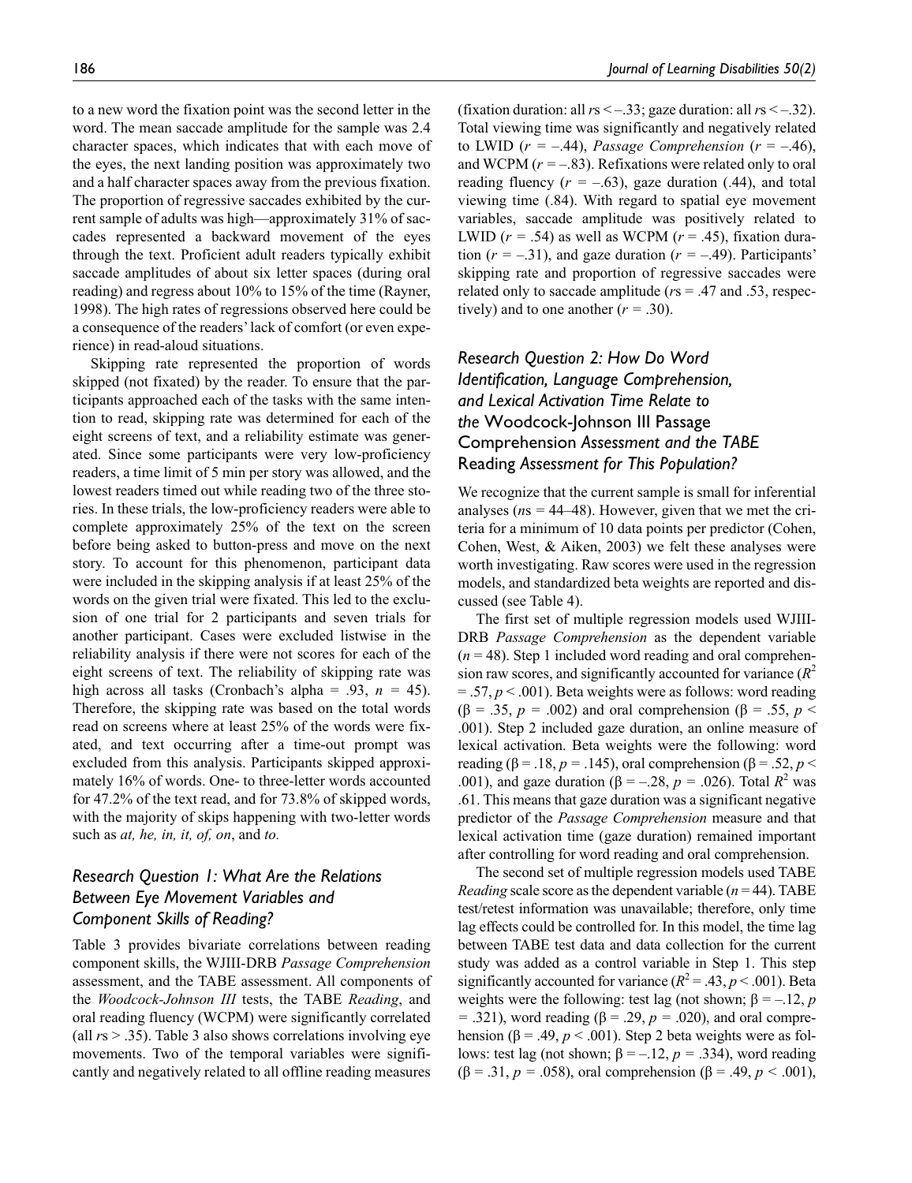to a new word the fixation point was the second letter in the word. The mean saccade amplitude for the sample was 2.4 character spaces, which indicates that with each move of the eyes, the next landing position was approximately two and a half character spaces away from the previous fixation. The proportion of regressive saccades exhibited by the current sample of adults was high—approximately 31% of saccades represented a backward movement of the eyes through the text. Proficient adult readers typically exhibit saccade amplitudes of about six letter spaces (during oral reading) and regress about 10% to 15% of the time (Rayner, 1998). The high rates of regressions observed here could be a consequence of the readers' lack of comfort (or even experience) in read-aloud situations.

Skipping rate represented the proportion of words skipped (not fixated) by the reader. To ensure that the participants approached each of the tasks with the same intention to read, skipping rate was determined for each of the eight screens of text, and a reliability estimate was generated. Since some participants were very low-proficiency readers, a time limit of 5 min per story was allowed, and the lowest readers timed out while reading two of the three stories. In these trials, the low-proficiency readers were able to complete approximately 25% of the text on the screen before being asked to button-press and move on the next story. To account for this phenomenon, participant data were included in the skipping analysis if at least 25% of the words on the given trial were fixated. This led to the exclusion of one trial for 2 participants and seven trials for another participant. Cases were excluded listwise in the reliability analysis if there were not scores for each of the eight screens of text. The reliability of skipping rate was high across all tasks (Cronbach's alpha = .93, $n$ = 45). Therefore, the skipping rate was based on the total words read on screens where at least 25% of the words were fixated, and text occurring after a time-out prompt was excluded from this analysis. Participants skipped approximately 16% of words. One- to three-letter words accounted for 47.2% of the text read, and for 73.8% of skipped words, with the majority of skips happening with two-letter words such as *at, he, in, it, of, on*, and *to.*

### *Research Question 1: What Are the Relations Between Eye Movement Variables and Component Skills of Reading?*

Table 3 provides bivariate correlations between reading component skills, the WJIII-DRB *Passage Comprehension* assessment, and the TABE assessment. All components of the *Woodcock-Johnson III* tests, the TABE *Reading*, and oral reading fluency (WCPM) were significantly correlated (all $r$s > .35). Table 3 also shows correlations involving eye movements. Two of the temporal variables were significantly and negatively related to all offline reading measures (fixation duration: all $r$s < –.33; gaze duration: all $r$s < –.32). Total viewing time was significantly and negatively related to LWID ($r$ = –.44), *Passage Comprehension* ($r$ = –.46), and WCPM ($r$ = –.83). Refixations were related only to oral reading fluency ($r$ = –.63), gaze duration (.44), and total viewing time (.84). With regard to spatial eye movement variables, saccade amplitude was positively related to LWID ($r$ = .54) as well as WCPM ($r$ = .45), fixation duration ($r$ = –.31), and gaze duration ($r$ = –.49). Participants' skipping rate and proportion of regressive saccades were related only to saccade amplitude ($r$s = .47 and .53, respectively) and to one another ($r$ = .30).

### *Research Question 2: How Do Word Identification, Language Comprehension, and Lexical Activation Time Relate to the* Woodcock-Johnson III Passage Comprehension *Assessment and the TABE* Reading *Assessment for This Population?*

We recognize that the current sample is small for inferential analyses ($n$s = 44–48). However, given that we met the criteria for a minimum of 10 data points per predictor (Cohen, Cohen, West, & Aiken, 2003) we felt these analyses were worth investigating. Raw scores were used in the regression models, and standardized beta weights are reported and discussed (see Table 4).

The first set of multiple regression models used WJIII-DRB *Passage Comprehension* as the dependent variable ($n$ = 48). Step 1 included word reading and oral comprehension raw scores, and significantly accounted for variance ($R^2$ = .57, $p$ < .001). Beta weights were as follows: word reading (β = .35, $p$ = .002) and oral comprehension (β = .55, $p$ < .001). Step 2 included gaze duration, an online measure of lexical activation. Beta weights were the following: word reading (β = .18, $p$ = .145), oral comprehension (β = .52, $p$ < .001), and gaze duration (β = –.28, $p$ = .026). Total $R^2$ was .61. This means that gaze duration was a significant negative predictor of the *Passage Comprehension* measure and that lexical activation time (gaze duration) remained important after controlling for word reading and oral comprehension.

The second set of multiple regression models used TABE *Reading* scale score as the dependent variable ($n$ = 44). TABE test/retest information was unavailable; therefore, only time lag effects could be controlled for. In this model, the time lag between TABE test data and data collection for the current study was added as a control variable in Step 1. This step significantly accounted for variance ($R^2$ = .43, $p$ < .001). Beta weights were the following: test lag (not shown; β = –.12, $p$ = .321), word reading (β = .29, $p$ = .020), and oral comprehension (β = .49, $p$ < .001). Step 2 beta weights were as follows: test lag (not shown; β = –.12, $p$ = .334), word reading (β = .31, $p$ = .058), oral comprehension (β = .49, $p$ < .001),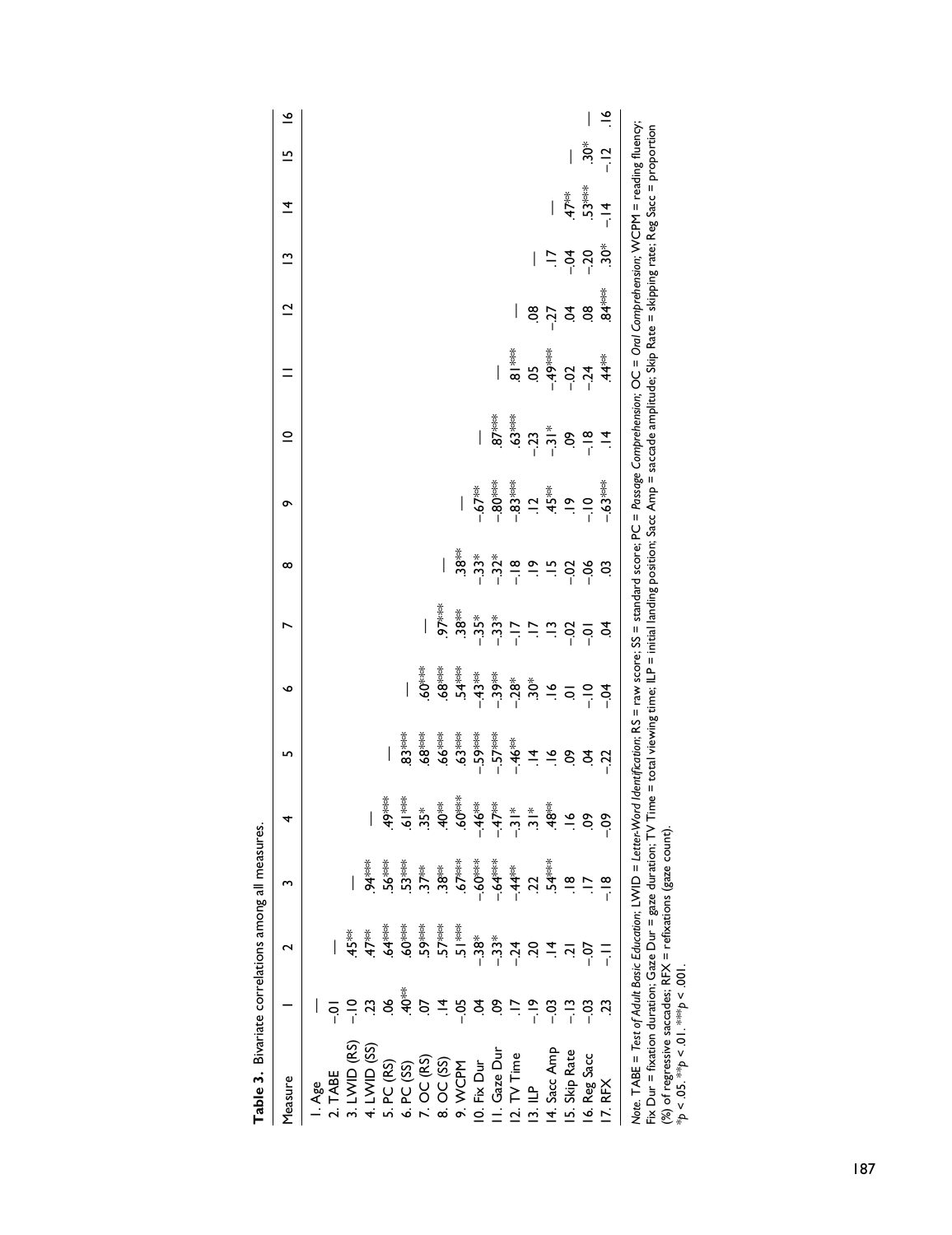**Table 3.** Bivariate correlations among all measures.

| Measure | 1 | 2 | 3 | 4 | 5 | 6 | 7 | 8 | 9 | 10 | 11 | 12 | 13 | 14 | 15 | 16 |
|---|---|---|---|---|---|---|---|---|---|---|---|---|---|---|---|---|
| 1. Age | — | | | | | | | | | | | | | | | |
| 2. TABE | -.01 | — | | | | | | | | | | | | | | |
| 3. LWID (RS) | -.10 | .45** | — | | | | | | | | | | | | | |
| 4. LWID (SS) | .23 | .47** | .94*** | — | | | | | | | | | | | | |
| 5. PC (RS) | .06 | .64*** | .56*** | .49*** | — | | | | | | | | | | | |
| 6. PC (SS) | .40** | .60*** | .53*** | .61*** | .83*** | — | | | | | | | | | | |
| 7. OC (RS) | .07 | .59*** | .37** | .35* | .68*** | .60*** | — | | | | | | | | | |
| 8. OC (SS) | .14 | .57*** | .38** | .40** | .66*** | .68*** | .97*** | — | | | | | | | | |
| 9. WCPM | -.05 | .51*** | .67*** | .60*** | .63*** | .54*** | .38** | .38** | — | | | | | | | |
| 10. Fix Dur | .04 | -.38* | -.60*** | -.46** | -.59*** | -.43** | -.35* | -.33* | -.67** | — | | | | | | |
| 11. Gaze Dur | .09 | -.33* | -.64*** | -.47** | -.57*** | -.39** | -.33* | -.32* | -.80*** | .87*** | — | | | | | |
| 12. TV Time | .17 | -.24 | -.44** | -.31* | -.46** | -.28* | -.17 | -.18 | -.83*** | .63*** | .81*** | — | | | | |
| 13. ILP | -.19 | .20 | .22 | .31* | .14 | .30* | .17 | .19 | .12 | -.23 | .05 | .08 | — | | | |
| 14. Sacc Amp | -.03 | .14 | .54*** | .48** | .16 | .16 | .13 | .15 | .45** | -.31* | -.49*** | -.27 | .17 | — | | |
| 15. Skip Rate | -.13 | .21 | .18 | .16 | .09 | .01 | -.02 | -.02 | .19 | .09 | -.02 | .04 | -.04 | .47** | — | |
| 16. Reg Sacc | -.03 | -.07 | .17 | .09 | .04 | -.10 | -.01 | -.06 | -.10 | -.18 | -.24 | .08 | -.20 | .53*** | .30* | — |
| 17. RFX | .23 | -.11 | -.18 | -.09 | -.22 | -.04 | .04 | .03 | -.63*** | .14 | .44** | .84*** | .30* | -.14 | -.12 | .16 |

*Note.* TABE = *Test of Adult Basic Education*; LWID = *Letter-Word Identification*; RS = raw score; SS = standard score; PC = *Passage Comprehension*; OC = *Oral Comprehension*; WCPM = reading fluency; Fix Dur = fixation duration; Gaze Dur = gaze duration; TV Time = total viewing time; ILP = initial landing position; Sacc Amp = saccade amplitude; Skip Rate = skipping rate; Reg Sacc = proportion (%) of regressive saccades; RFX = refixations (gaze count).
\*$p < .05$. \*\*$p < .01$. \*\*\*$p < .001$.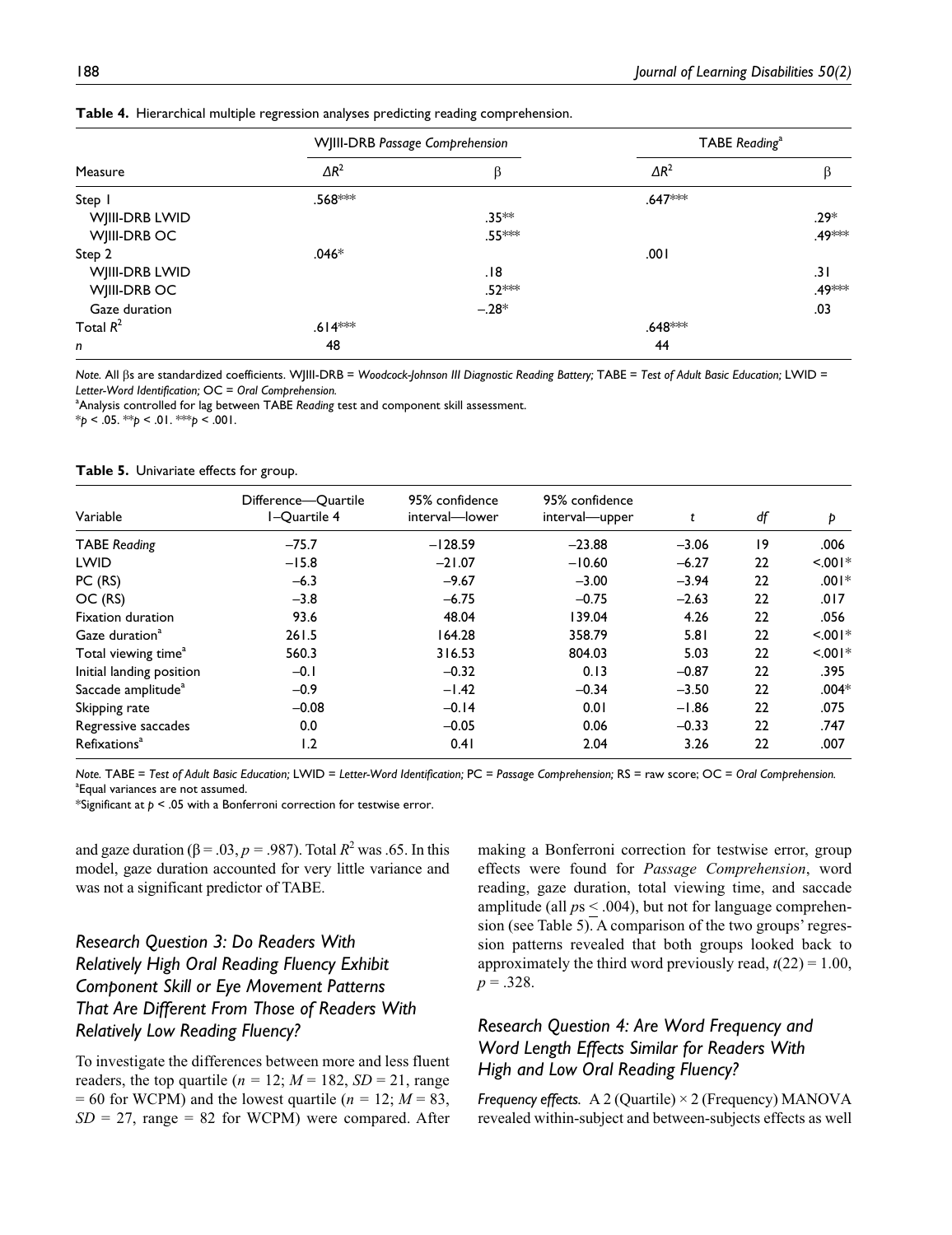**Table 4.** Hierarchical multiple regression analyses predicting reading comprehension.

| Measure | WJIII-DRB *Passage Comprehension* | | TABE *Reading*[a] | |
|---|---|---|---|---|
| | $\Delta R^2$ | β | $\Delta R^2$ | β |
| Step 1 | .568*** | | .647*** | |
| WJIII-DRB LWID | | .35** | | .29* |
| WJIII-DRB OC | | .55*** | | .49*** |
| Step 2 | .046* | | .001 | |
| WJIII-DRB LWID | | .18 | | .31 |
| WJIII-DRB OC | | .52*** | | .49*** |
| Gaze duration | | −.28* | | .03 |
| Total $R^2$ | .614*** | | .648*** | |
| *n* | 48 | | 44 | |

*Note.* All βs are standardized coefficients. WJIII-DRB = *Woodcock-Johnson III Diagnostic Reading Battery;* TABE = *Test of Adult Basic Education;* LWID = *Letter-Word Identification;* OC = *Oral Comprehension.*
[a]Analysis controlled for lag between TABE *Reading* test and component skill assessment.
*$p < .05$. **$p < .01$. ***$p < .001$.

**Table 5.** Univariate effects for group.

| Variable | Difference—Quartile 1–Quartile 4 | 95% confidence interval—lower | 95% confidence interval—upper | *t* | *df* | *p* |
|---|---|---|---|---|---|---|
| TABE *Reading* | −75.7 | −128.59 | −23.88 | −3.06 | 19 | .006 |
| LWID | −15.8 | −21.07 | −10.60 | −6.27 | 22 | <.001* |
| PC (RS) | −6.3 | −9.67 | −3.00 | −3.94 | 22 | .001* |
| OC (RS) | −3.8 | −6.75 | −0.75 | −2.63 | 22 | .017 |
| Fixation duration | 93.6 | 48.04 | 139.04 | 4.26 | 22 | .056 |
| Gaze duration[a] | 261.5 | 164.28 | 358.79 | 5.81 | 22 | <.001* |
| Total viewing time[a] | 560.3 | 316.53 | 804.03 | 5.03 | 22 | <.001* |
| Initial landing position | −0.1 | −0.32 | 0.13 | −0.87 | 22 | .395 |
| Saccade amplitude[a] | −0.9 | −1.42 | −0.34 | −3.50 | 22 | .004* |
| Skipping rate | −0.08 | −0.14 | 0.01 | −1.86 | 22 | .075 |
| Regressive saccades | 0.0 | −0.05 | 0.06 | −0.33 | 22 | .747 |
| Refixations[a] | 1.2 | 0.41 | 2.04 | 3.26 | 22 | .007 |

*Note.* TABE = *Test of Adult Basic Education;* LWID = *Letter-Word Identification;* PC = *Passage Comprehension;* RS = raw score; OC = *Oral Comprehension.*
[a]Equal variances are not assumed.
*Significant at $p < .05$ with a Bonferroni correction for testwise error.

and gaze duration (β = .03, $p = .987$). Total $R^2$ was .65. In this model, gaze duration accounted for very little variance and was not a significant predictor of TABE.

### *Research Question 3: Do Readers With Relatively High Oral Reading Fluency Exhibit Component Skill or Eye Movement Patterns That Are Different From Those of Readers With Relatively Low Reading Fluency?*

To investigate the differences between more and less fluent readers, the top quartile ($n = 12$; $M = 182$, $SD = 21$, range = 60 for WCPM) and the lowest quartile ($n = 12$; $M = 83$, $SD = 27$, range = 82 for WCPM) were compared. After making a Bonferroni correction for testwise error, group effects were found for *Passage Comprehension*, word reading, gaze duration, total viewing time, and saccade amplitude (all $ps \leq .004$), but not for language comprehension (see Table 5). A comparison of the two groups' regression patterns revealed that both groups looked back to approximately the third word previously read, $t(22) = 1.00$, $p = .328$.

### *Research Question 4: Are Word Frequency and Word Length Effects Similar for Readers With High and Low Oral Reading Fluency?*

*Frequency effects.* A 2 (Quartile) × 2 (Frequency) MANOVA revealed within-subject and between-subjects effects as well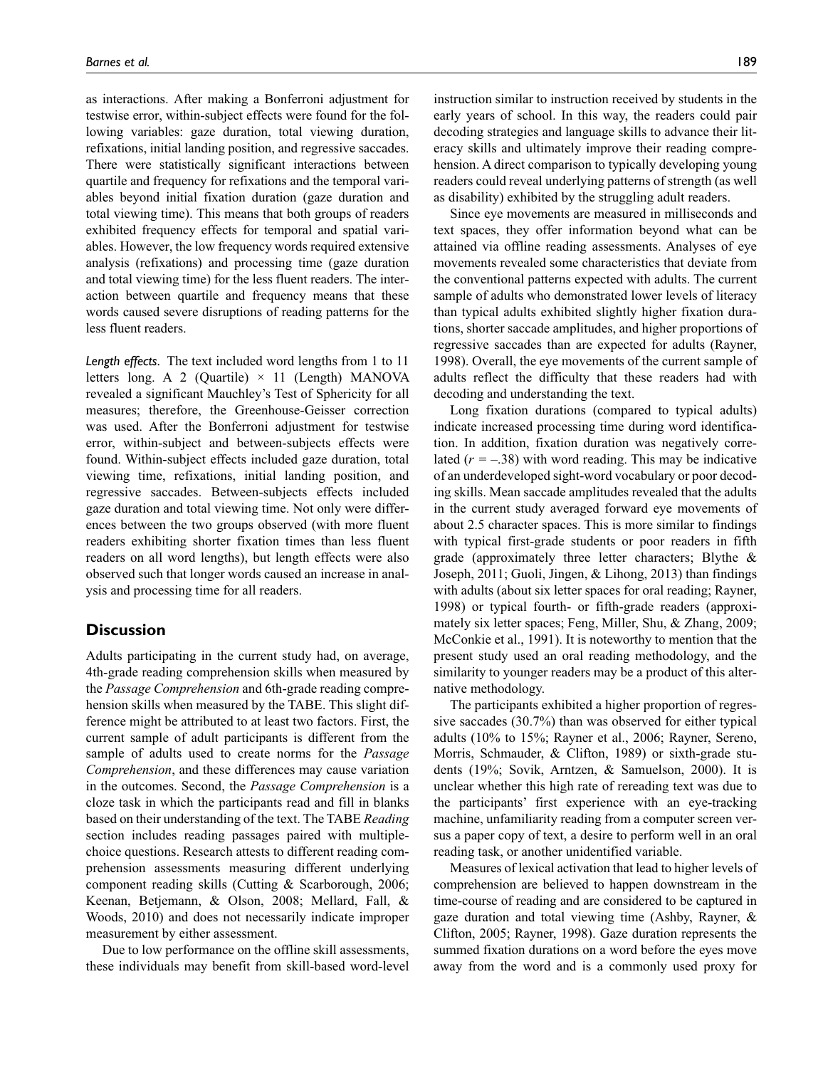as interactions. After making a Bonferroni adjustment for testwise error, within-subject effects were found for the following variables: gaze duration, total viewing duration, refixations, initial landing position, and regressive saccades. There were statistically significant interactions between quartile and frequency for refixations and the temporal variables beyond initial fixation duration (gaze duration and total viewing time). This means that both groups of readers exhibited frequency effects for temporal and spatial variables. However, the low frequency words required extensive analysis (refixations) and processing time (gaze duration and total viewing time) for the less fluent readers. The interaction between quartile and frequency means that these words caused severe disruptions of reading patterns for the less fluent readers.

*Length effects.* The text included word lengths from 1 to 11 letters long. A 2 (Quartile) × 11 (Length) MANOVA revealed a significant Mauchley's Test of Sphericity for all measures; therefore, the Greenhouse-Geisser correction was used. After the Bonferroni adjustment for testwise error, within-subject and between-subjects effects were found. Within-subject effects included gaze duration, total viewing time, refixations, initial landing position, and regressive saccades. Between-subjects effects included gaze duration and total viewing time. Not only were differences between the two groups observed (with more fluent readers exhibiting shorter fixation times than less fluent readers on all word lengths), but length effects were also observed such that longer words caused an increase in analysis and processing time for all readers.

## Discussion

Adults participating in the current study had, on average, 4th-grade reading comprehension skills when measured by the *Passage Comprehension* and 6th-grade reading comprehension skills when measured by the TABE. This slight difference might be attributed to at least two factors. First, the current sample of adult participants is different from the sample of adults used to create norms for the *Passage Comprehension*, and these differences may cause variation in the outcomes. Second, the *Passage Comprehension* is a cloze task in which the participants read and fill in blanks based on their understanding of the text. The TABE *Reading* section includes reading passages paired with multiple-choice questions. Research attests to different reading comprehension assessments measuring different underlying component reading skills (Cutting & Scarborough, 2006; Keenan, Betjemann, & Olson, 2008; Mellard, Fall, & Woods, 2010) and does not necessarily indicate improper measurement by either assessment.

Due to low performance on the offline skill assessments, these individuals may benefit from skill-based word-level instruction similar to instruction received by students in the early years of school. In this way, the readers could pair decoding strategies and language skills to advance their literacy skills and ultimately improve their reading comprehension. A direct comparison to typically developing young readers could reveal underlying patterns of strength (as well as disability) exhibited by the struggling adult readers.

Since eye movements are measured in milliseconds and text spaces, they offer information beyond what can be attained via offline reading assessments. Analyses of eye movements revealed some characteristics that deviate from the conventional patterns expected with adults. The current sample of adults who demonstrated lower levels of literacy than typical adults exhibited slightly higher fixation durations, shorter saccade amplitudes, and higher proportions of regressive saccades than are expected for adults (Rayner, 1998). Overall, the eye movements of the current sample of adults reflect the difficulty that these readers had with decoding and understanding the text.

Long fixation durations (compared to typical adults) indicate increased processing time during word identification. In addition, fixation duration was negatively correlated ($r = -.38$) with word reading. This may be indicative of an underdeveloped sight-word vocabulary or poor decoding skills. Mean saccade amplitudes revealed that the adults in the current study averaged forward eye movements of about 2.5 character spaces. This is more similar to findings with typical first-grade students or poor readers in fifth grade (approximately three letter characters; Blythe & Joseph, 2011; Guoli, Jingen, & Lihong, 2013) than findings with adults (about six letter spaces for oral reading; Rayner, 1998) or typical fourth- or fifth-grade readers (approximately six letter spaces; Feng, Miller, Shu, & Zhang, 2009; McConkie et al., 1991). It is noteworthy to mention that the present study used an oral reading methodology, and the similarity to younger readers may be a product of this alternative methodology.

The participants exhibited a higher proportion of regressive saccades (30.7%) than was observed for either typical adults (10% to 15%; Rayner et al., 2006; Rayner, Sereno, Morris, Schmauder, & Clifton, 1989) or sixth-grade students (19%; Sovik, Arntzen, & Samuelson, 2000). It is unclear whether this high rate of rereading text was due to the participants' first experience with an eye-tracking machine, unfamiliarity reading from a computer screen versus a paper copy of text, a desire to perform well in an oral reading task, or another unidentified variable.

Measures of lexical activation that lead to higher levels of comprehension are believed to happen downstream in the time-course of reading and are considered to be captured in gaze duration and total viewing time (Ashby, Rayner, & Clifton, 2005; Rayner, 1998). Gaze duration represents the summed fixation durations on a word before the eyes move away from the word and is a commonly used proxy for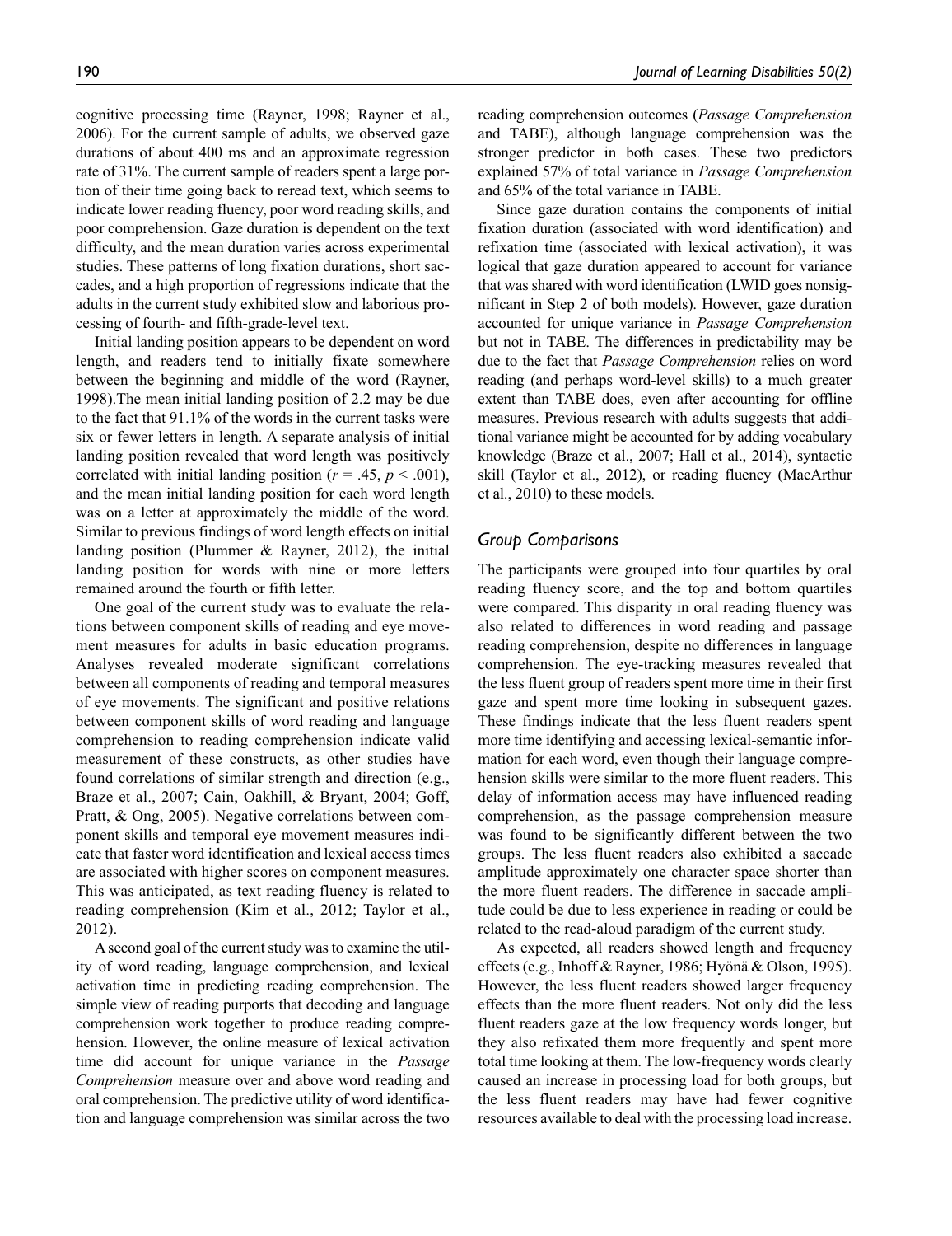cognitive processing time (Rayner, 1998; Rayner et al., 2006). For the current sample of adults, we observed gaze durations of about 400 ms and an approximate regression rate of 31%. The current sample of readers spent a large portion of their time going back to reread text, which seems to indicate lower reading fluency, poor word reading skills, and poor comprehension. Gaze duration is dependent on the text difficulty, and the mean duration varies across experimental studies. These patterns of long fixation durations, short saccades, and a high proportion of regressions indicate that the adults in the current study exhibited slow and laborious processing of fourth- and fifth-grade-level text.

Initial landing position appears to be dependent on word length, and readers tend to initially fixate somewhere between the beginning and middle of the word (Rayner, 1998). The mean initial landing position of 2.2 may be due to the fact that 91.1% of the words in the current tasks were six or fewer letters in length. A separate analysis of initial landing position revealed that word length was positively correlated with initial landing position ($r = .45$, $p < .001$), and the mean initial landing position for each word length was on a letter at approximately the middle of the word. Similar to previous findings of word length effects on initial landing position (Plummer & Rayner, 2012), the initial landing position for words with nine or more letters remained around the fourth or fifth letter.

One goal of the current study was to evaluate the relations between component skills of reading and eye movement measures for adults in basic education programs. Analyses revealed moderate significant correlations between all components of reading and temporal measures of eye movements. The significant and positive relations between component skills of word reading and language comprehension to reading comprehension indicate valid measurement of these constructs, as other studies have found correlations of similar strength and direction (e.g., Braze et al., 2007; Cain, Oakhill, & Bryant, 2004; Goff, Pratt, & Ong, 2005). Negative correlations between component skills and temporal eye movement measures indicate that faster word identification and lexical access times are associated with higher scores on component measures. This was anticipated, as text reading fluency is related to reading comprehension (Kim et al., 2012; Taylor et al., 2012).

A second goal of the current study was to examine the utility of word reading, language comprehension, and lexical activation time in predicting reading comprehension. The simple view of reading purports that decoding and language comprehension work together to produce reading comprehension. However, the online measure of lexical activation time did account for unique variance in the *Passage Comprehension* measure over and above word reading and oral comprehension. The predictive utility of word identification and language comprehension was similar across the two reading comprehension outcomes (*Passage Comprehension* and TABE), although language comprehension was the stronger predictor in both cases. These two predictors explained 57% of total variance in *Passage Comprehension* and 65% of the total variance in TABE.

Since gaze duration contains the components of initial fixation duration (associated with word identification) and refixation time (associated with lexical activation), it was logical that gaze duration appeared to account for variance that was shared with word identification (LWID goes nonsignificant in Step 2 of both models). However, gaze duration accounted for unique variance in *Passage Comprehension* but not in TABE. The differences in predictability may be due to the fact that *Passage Comprehension* relies on word reading (and perhaps word-level skills) to a much greater extent than TABE does, even after accounting for offline measures. Previous research with adults suggests that additional variance might be accounted for by adding vocabulary knowledge (Braze et al., 2007; Hall et al., 2014), syntactic skill (Taylor et al., 2012), or reading fluency (MacArthur et al., 2010) to these models.

## *Group Comparisons*

The participants were grouped into four quartiles by oral reading fluency score, and the top and bottom quartiles were compared. This disparity in oral reading fluency was also related to differences in word reading and passage reading comprehension, despite no differences in language comprehension. The eye-tracking measures revealed that the less fluent group of readers spent more time in their first gaze and spent more time looking in subsequent gazes. These findings indicate that the less fluent readers spent more time identifying and accessing lexical-semantic information for each word, even though their language comprehension skills were similar to the more fluent readers. This delay of information access may have influenced reading comprehension, as the passage comprehension measure was found to be significantly different between the two groups. The less fluent readers also exhibited a saccade amplitude approximately one character space shorter than the more fluent readers. The difference in saccade amplitude could be due to less experience in reading or could be related to the read-aloud paradigm of the current study.

As expected, all readers showed length and frequency effects (e.g., Inhoff & Rayner, 1986; Hyönä & Olson, 1995). However, the less fluent readers showed larger frequency effects than the more fluent readers. Not only did the less fluent readers gaze at the low frequency words longer, but they also refixated them more frequently and spent more total time looking at them. The low-frequency words clearly caused an increase in processing load for both groups, but the less fluent readers may have had fewer cognitive resources available to deal with the processing load increase.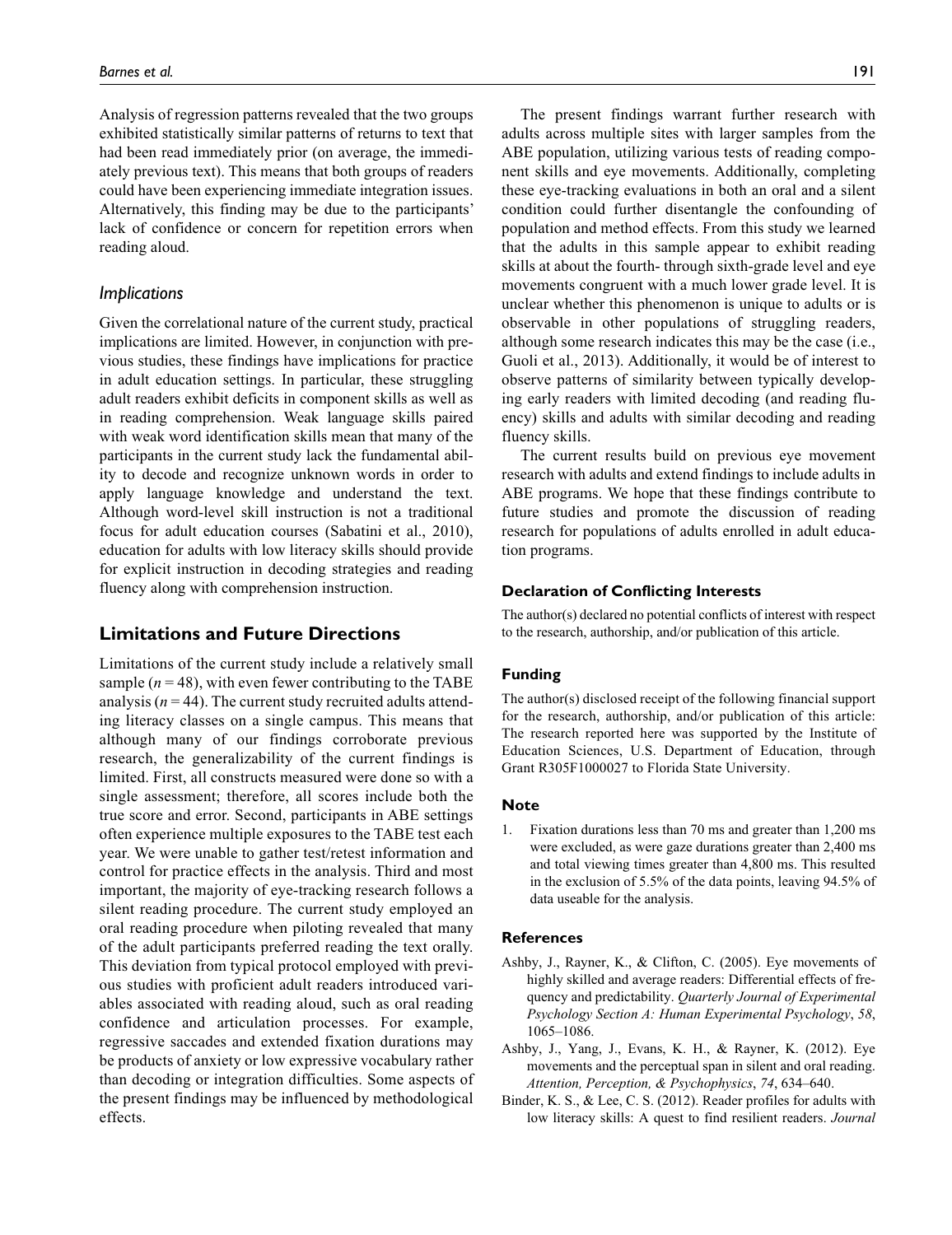Analysis of regression patterns revealed that the two groups exhibited statistically similar patterns of returns to text that had been read immediately prior (on average, the immediately previous text). This means that both groups of readers could have been experiencing immediate integration issues. Alternatively, this finding may be due to the participants' lack of confidence or concern for repetition errors when reading aloud.

### *Implications*

Given the correlational nature of the current study, practical implications are limited. However, in conjunction with previous studies, these findings have implications for practice in adult education settings. In particular, these struggling adult readers exhibit deficits in component skills as well as in reading comprehension. Weak language skills paired with weak word identification skills mean that many of the participants in the current study lack the fundamental ability to decode and recognize unknown words in order to apply language knowledge and understand the text. Although word-level skill instruction is not a traditional focus for adult education courses (Sabatini et al., 2010), education for adults with low literacy skills should provide for explicit instruction in decoding strategies and reading fluency along with comprehension instruction.

## Limitations and Future Directions

Limitations of the current study include a relatively small sample ($n = 48$), with even fewer contributing to the TABE analysis ($n = 44$). The current study recruited adults attending literacy classes on a single campus. This means that although many of our findings corroborate previous research, the generalizability of the current findings is limited. First, all constructs measured were done so with a single assessment; therefore, all scores include both the true score and error. Second, participants in ABE settings often experience multiple exposures to the TABE test each year. We were unable to gather test/retest information and control for practice effects in the analysis. Third and most important, the majority of eye-tracking research follows a silent reading procedure. The current study employed an oral reading procedure when piloting revealed that many of the adult participants preferred reading the text orally. This deviation from typical protocol employed with previous studies with proficient adult readers introduced variables associated with reading aloud, such as oral reading confidence and articulation processes. For example, regressive saccades and extended fixation durations may be products of anxiety or low expressive vocabulary rather than decoding or integration difficulties. Some aspects of the present findings may be influenced by methodological effects.

The present findings warrant further research with adults across multiple sites with larger samples from the ABE population, utilizing various tests of reading component skills and eye movements. Additionally, completing these eye-tracking evaluations in both an oral and a silent condition could further disentangle the confounding of population and method effects. From this study we learned that the adults in this sample appear to exhibit reading skills at about the fourth- through sixth-grade level and eye movements congruent with a much lower grade level. It is unclear whether this phenomenon is unique to adults or is observable in other populations of struggling readers, although some research indicates this may be the case (i.e., Guoli et al., 2013). Additionally, it would be of interest to observe patterns of similarity between typically developing early readers with limited decoding (and reading fluency) skills and adults with similar decoding and reading fluency skills.

The current results build on previous eye movement research with adults and extend findings to include adults in ABE programs. We hope that these findings contribute to future studies and promote the discussion of reading research for populations of adults enrolled in adult education programs.

#### Declaration of Conflicting Interests

The author(s) declared no potential conflicts of interest with respect to the research, authorship, and/or publication of this article.

#### Funding

The author(s) disclosed receipt of the following financial support for the research, authorship, and/or publication of this article: The research reported here was supported by the Institute of Education Sciences, U.S. Department of Education, through Grant R305F1000027 to Florida State University.

#### Note

1. Fixation durations less than 70 ms and greater than 1,200 ms were excluded, as were gaze durations greater than 2,400 ms and total viewing times greater than 4,800 ms. This resulted in the exclusion of 5.5% of the data points, leaving 94.5% of data useable for the analysis.

#### References

Ashby, J., Rayner, K., & Clifton, C. (2005). Eye movements of highly skilled and average readers: Differential effects of frequency and predictability. *Quarterly Journal of Experimental Psychology Section A: Human Experimental Psychology*, *58*, 1065–1086.

Ashby, J., Yang, J., Evans, K. H., & Rayner, K. (2012). Eye movements and the perceptual span in silent and oral reading. *Attention, Perception, & Psychophysics*, *74*, 634–640.

Binder, K. S., & Lee, C. S. (2012). Reader profiles for adults with low literacy skills: A quest to find resilient readers. *Journal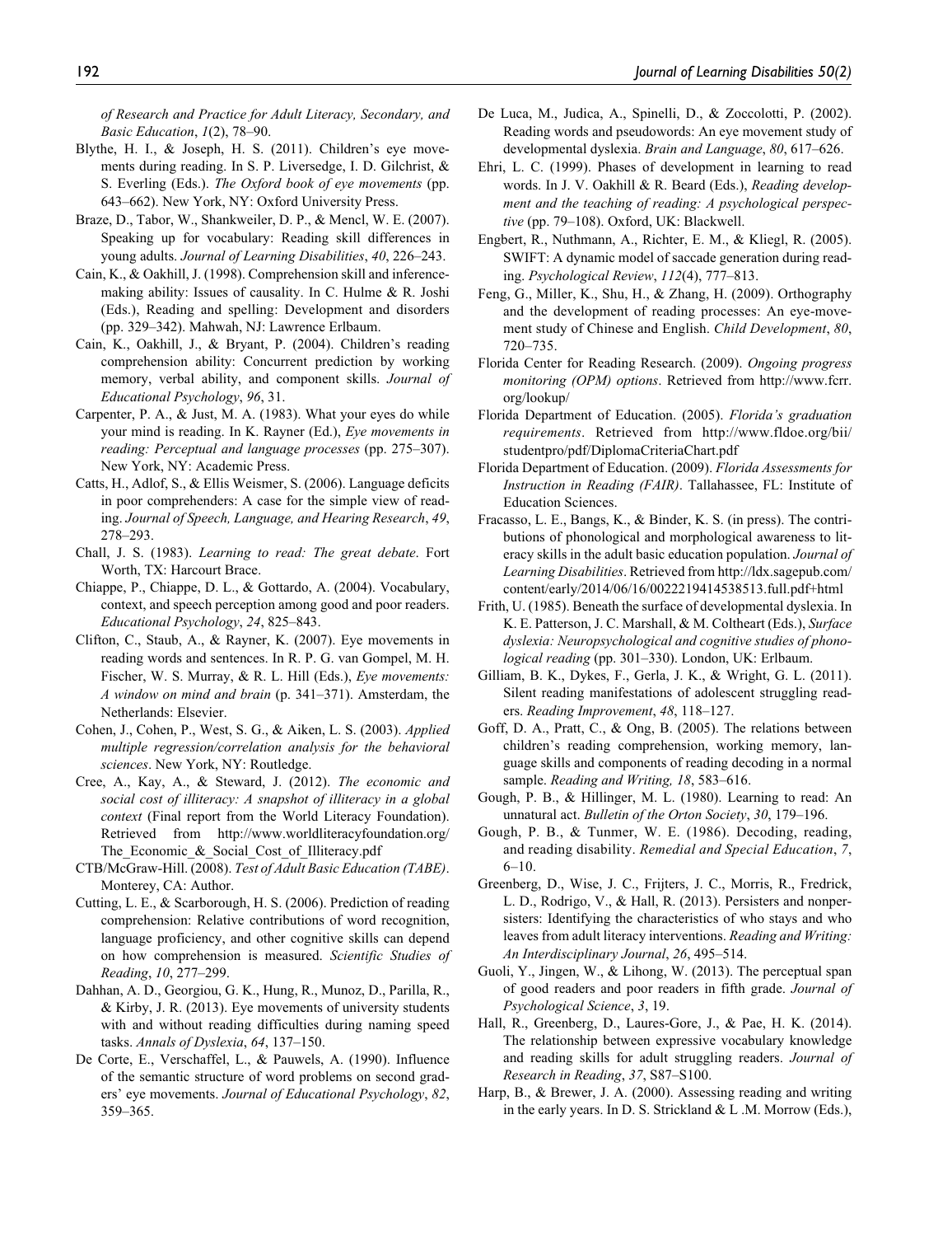*of Research and Practice for Adult Literacy, Secondary, and Basic Education*, *1*(2), 78–90.

Blythe, H. I., & Joseph, H. S. (2011). Children's eye movements during reading. In S. P. Liversedge, I. D. Gilchrist, & S. Everling (Eds.). *The Oxford book of eye movements* (pp. 643–662). New York, NY: Oxford University Press.

Braze, D., Tabor, W., Shankweiler, D. P., & Mencl, W. E. (2007). Speaking up for vocabulary: Reading skill differences in young adults. *Journal of Learning Disabilities*, *40*, 226–243.

Cain, K., & Oakhill, J. (1998). Comprehension skill and inference-making ability: Issues of causality. In C. Hulme & R. Joshi (Eds.), Reading and spelling: Development and disorders (pp. 329–342). Mahwah, NJ: Lawrence Erlbaum.

Cain, K., Oakhill, J., & Bryant, P. (2004). Children's reading comprehension ability: Concurrent prediction by working memory, verbal ability, and component skills. *Journal of Educational Psychology*, *96*, 31.

Carpenter, P. A., & Just, M. A. (1983). What your eyes do while your mind is reading. In K. Rayner (Ed.), *Eye movements in reading: Perceptual and language processes* (pp. 275–307). New York, NY: Academic Press.

Catts, H., Adlof, S., & Ellis Weismer, S. (2006). Language deficits in poor comprehenders: A case for the simple view of reading. *Journal of Speech, Language, and Hearing Research*, *49*, 278–293.

Chall, J. S. (1983). *Learning to read: The great debate*. Fort Worth, TX: Harcourt Brace.

Chiappe, P., Chiappe, D. L., & Gottardo, A. (2004). Vocabulary, context, and speech perception among good and poor readers. *Educational Psychology*, *24*, 825–843.

Clifton, C., Staub, A., & Rayner, K. (2007). Eye movements in reading words and sentences. In R. P. G. van Gompel, M. H. Fischer, W. S. Murray, & R. L. Hill (Eds.), *Eye movements: A window on mind and brain* (p. 341–371). Amsterdam, the Netherlands: Elsevier.

Cohen, J., Cohen, P., West, S. G., & Aiken, L. S. (2003). *Applied multiple regression/correlation analysis for the behavioral sciences*. New York, NY: Routledge.

Cree, A., Kay, A., & Steward, J. (2012). *The economic and social cost of illiteracy: A snapshot of illiteracy in a global context* (Final report from the World Literacy Foundation). Retrieved from http://www.worldliteracyfoundation.org/The_Economic_&_Social_Cost_of_Illiteracy.pdf

CTB/McGraw-Hill. (2008). *Test of Adult Basic Education (TABE)*. Monterey, CA: Author.

Cutting, L. E., & Scarborough, H. S. (2006). Prediction of reading comprehension: Relative contributions of word recognition, language proficiency, and other cognitive skills can depend on how comprehension is measured. *Scientific Studies of Reading*, *10*, 277–299.

Dahhan, A. D., Georgiou, G. K., Hung, R., Munoz, D., Parilla, R., & Kirby, J. R. (2013). Eye movements of university students with and without reading difficulties during naming speed tasks. *Annals of Dyslexia*, *64*, 137–150.

De Corte, E., Verschaffel, L., & Pauwels, A. (1990). Influence of the semantic structure of word problems on second graders' eye movements. *Journal of Educational Psychology*, *82*, 359–365.

De Luca, M., Judica, A., Spinelli, D., & Zoccolotti, P. (2002). Reading words and pseudowords: An eye movement study of developmental dyslexia. *Brain and Language*, *80*, 617–626.

Ehri, L. C. (1999). Phases of development in learning to read words. In J. V. Oakhill & R. Beard (Eds.), *Reading development and the teaching of reading: A psychological perspective* (pp. 79–108). Oxford, UK: Blackwell.

Engbert, R., Nuthmann, A., Richter, E. M., & Kliegl, R. (2005). SWIFT: A dynamic model of saccade generation during reading. *Psychological Review*, *112*(4), 777–813.

Feng, G., Miller, K., Shu, H., & Zhang, H. (2009). Orthography and the development of reading processes: An eye-movement study of Chinese and English. *Child Development*, *80*, 720–735.

Florida Center for Reading Research. (2009). *Ongoing progress monitoring (OPM) options*. Retrieved from http://www.fcrr.org/lookup/

Florida Department of Education. (2005). *Florida's graduation requirements*. Retrieved from http://www.fldoe.org/bii/studentpro/pdf/DiplomaCriteriaChart.pdf

Florida Department of Education. (2009). *Florida Assessments for Instruction in Reading (FAIR)*. Tallahassee, FL: Institute of Education Sciences.

Fracasso, L. E., Bangs, K., & Binder, K. S. (in press). The contributions of phonological and morphological awareness to literacy skills in the adult basic education population. *Journal of Learning Disabilities*. Retrieved from http://ldx.sagepub.com/content/early/2014/06/16/0022219414538513.full.pdf+html

Frith, U. (1985). Beneath the surface of developmental dyslexia. In K. E. Patterson, J. C. Marshall, & M. Coltheart (Eds.), *Surface dyslexia: Neuropsychological and cognitive studies of phonological reading* (pp. 301–330). London, UK: Erlbaum.

Gilliam, B. K., Dykes, F., Gerla, J. K., & Wright, G. L. (2011). Silent reading manifestations of adolescent struggling readers. *Reading Improvement*, *48*, 118–127.

Goff, D. A., Pratt, C., & Ong, B. (2005). The relations between children's reading comprehension, working memory, language skills and components of reading decoding in a normal sample. *Reading and Writing, 18*, 583–616.

Gough, P. B., & Hillinger, M. L. (1980). Learning to read: An unnatural act. *Bulletin of the Orton Society*, *30*, 179–196.

Gough, P. B., & Tunmer, W. E. (1986). Decoding, reading, and reading disability. *Remedial and Special Education*, *7*, 6–10.

Greenberg, D., Wise, J. C., Frijters, J. C., Morris, R., Fredrick, L. D., Rodrigo, V., & Hall, R. (2013). Persisters and nonpersisters: Identifying the characteristics of who stays and who leaves from adult literacy interventions. *Reading and Writing: An Interdisciplinary Journal*, *26*, 495–514.

Guoli, Y., Jingen, W., & Lihong, W. (2013). The perceptual span of good readers and poor readers in fifth grade. *Journal of Psychological Science*, *3*, 19.

Hall, R., Greenberg, D., Laures-Gore, J., & Pae, H. K. (2014). The relationship between expressive vocabulary knowledge and reading skills for adult struggling readers. *Journal of Research in Reading*, *37*, S87–S100.

Harp, B., & Brewer, J. A. (2000). Assessing reading and writing in the early years. In D. S. Strickland & L .M. Morrow (Eds.),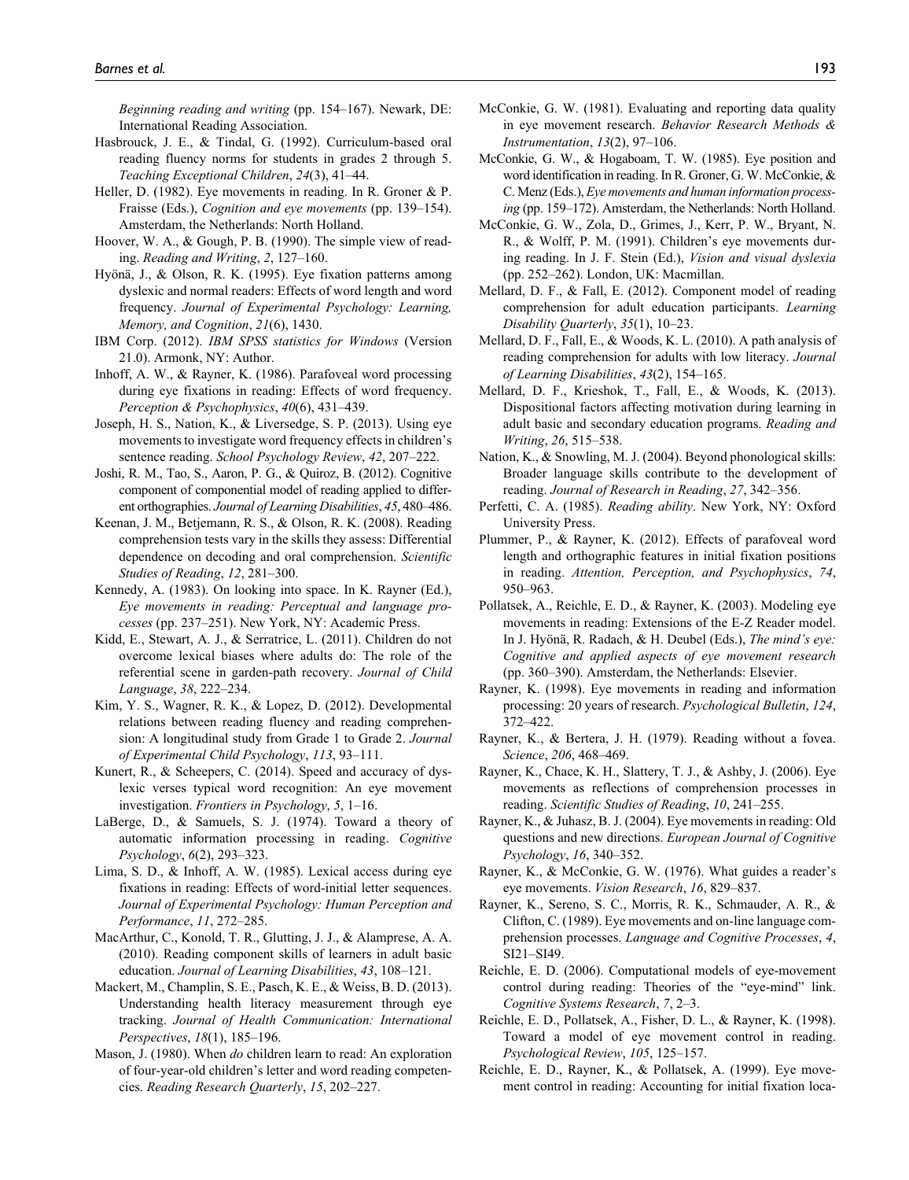*Beginning reading and writing* (pp. 154–167). Newark, DE: International Reading Association.

Hasbrouck, J. E., & Tindal, G. (1992). Curriculum-based oral reading fluency norms for students in grades 2 through 5. *Teaching Exceptional Children*, *24*(3), 41–44.

Heller, D. (1982). Eye movements in reading. In R. Groner & P. Fraisse (Eds.), *Cognition and eye movements* (pp. 139–154). Amsterdam, the Netherlands: North Holland.

Hoover, W. A., & Gough, P. B. (1990). The simple view of reading. *Reading and Writing*, *2*, 127–160.

Hyönä, J., & Olson, R. K. (1995). Eye fixation patterns among dyslexic and normal readers: Effects of word length and word frequency. *Journal of Experimental Psychology: Learning, Memory, and Cognition*, *21*(6), 1430.

IBM Corp. (2012). *IBM SPSS statistics for Windows* (Version 21.0). Armonk, NY: Author.

Inhoff, A. W., & Rayner, K. (1986). Parafoveal word processing during eye fixations in reading: Effects of word frequency. *Perception & Psychophysics*, *40*(6), 431–439.

Joseph, H. S., Nation, K., & Liversedge, S. P. (2013). Using eye movements to investigate word frequency effects in children's sentence reading. *School Psychology Review*, *42*, 207–222.

Joshi, R. M., Tao, S., Aaron, P. G., & Quiroz, B. (2012). Cognitive component of componential model of reading applied to different orthographies. *Journal of Learning Disabilities*, *45*, 480–486.

Keenan, J. M., Betjemann, R. S., & Olson, R. K. (2008). Reading comprehension tests vary in the skills they assess: Differential dependence on decoding and oral comprehension. *Scientific Studies of Reading*, *12*, 281–300.

Kennedy, A. (1983). On looking into space. In K. Rayner (Ed.), *Eye movements in reading: Perceptual and language processes* (pp. 237–251). New York, NY: Academic Press.

Kidd, E., Stewart, A. J., & Serratrice, L. (2011). Children do not overcome lexical biases where adults do: The role of the referential scene in garden-path recovery. *Journal of Child Language*, *38*, 222–234.

Kim, Y. S., Wagner, R. K., & Lopez, D. (2012). Developmental relations between reading fluency and reading comprehension: A longitudinal study from Grade 1 to Grade 2. *Journal of Experimental Child Psychology*, *113*, 93–111.

Kunert, R., & Scheepers, C. (2014). Speed and accuracy of dyslexic verses typical word recognition: An eye movement investigation. *Frontiers in Psychology*, *5*, 1–16.

LaBerge, D., & Samuels, S. J. (1974). Toward a theory of automatic information processing in reading. *Cognitive Psychology*, *6*(2), 293–323.

Lima, S. D., & Inhoff, A. W. (1985). Lexical access during eye fixations in reading: Effects of word-initial letter sequences. *Journal of Experimental Psychology: Human Perception and Performance*, *11*, 272–285.

MacArthur, C., Konold, T. R., Glutting, J. J., & Alamprese, A. A. (2010). Reading component skills of learners in adult basic education. *Journal of Learning Disabilities*, *43*, 108–121.

Mackert, M., Champlin, S. E., Pasch, K. E., & Weiss, B. D. (2013). Understanding health literacy measurement through eye tracking. *Journal of Health Communication: International Perspectives*, *18*(1), 185–196.

Mason, J. (1980). When *do* children learn to read: An exploration of four-year-old children's letter and word reading competencies. *Reading Research Quarterly*, *15*, 202–227.

McConkie, G. W. (1981). Evaluating and reporting data quality in eye movement research. *Behavior Research Methods & Instrumentation*, *13*(2), 97–106.

McConkie, G. W., & Hogaboam, T. W. (1985). Eye position and word identification in reading. In R. Groner, G. W. McConkie, & C. Menz (Eds.), *Eye movements and human information processing* (pp. 159–172). Amsterdam, the Netherlands: North Holland.

McConkie, G. W., Zola, D., Grimes, J., Kerr, P. W., Bryant, N. R., & Wolff, P. M. (1991). Children's eye movements during reading. In J. F. Stein (Ed.), *Vision and visual dyslexia* (pp. 252–262). London, UK: Macmillan.

Mellard, D. F., & Fall, E. (2012). Component model of reading comprehension for adult education participants. *Learning Disability Quarterly*, *35*(1), 10–23.

Mellard, D. F., Fall, E., & Woods, K. L. (2010). A path analysis of reading comprehension for adults with low literacy. *Journal of Learning Disabilities*, *43*(2), 154–165.

Mellard, D. F., Krieshok, T., Fall, E., & Woods, K. (2013). Dispositional factors affecting motivation during learning in adult basic and secondary education programs. *Reading and Writing*, *26*, 515–538.

Nation, K., & Snowling, M. J. (2004). Beyond phonological skills: Broader language skills contribute to the development of reading. *Journal of Research in Reading*, *27*, 342–356.

Perfetti, C. A. (1985). *Reading ability*. New York, NY: Oxford University Press.

Plummer, P., & Rayner, K. (2012). Effects of parafoveal word length and orthographic features in initial fixation positions in reading. *Attention, Perception, and Psychophysics*, *74*, 950–963.

Pollatsek, A., Reichle, E. D., & Rayner, K. (2003). Modeling eye movements in reading: Extensions of the E-Z Reader model. In J. Hyönä, R. Radach, & H. Deubel (Eds.), *The mind's eye: Cognitive and applied aspects of eye movement research* (pp. 360–390). Amsterdam, the Netherlands: Elsevier.

Rayner, K. (1998). Eye movements in reading and information processing: 20 years of research. *Psychological Bulletin*, *124*, 372–422.

Rayner, K., & Bertera, J. H. (1979). Reading without a fovea. *Science*, *206*, 468–469.

Rayner, K., Chace, K. H., Slattery, T. J., & Ashby, J. (2006). Eye movements as reflections of comprehension processes in reading. *Scientific Studies of Reading*, *10*, 241–255.

Rayner, K., & Juhasz, B. J. (2004). Eye movements in reading: Old questions and new directions. *European Journal of Cognitive Psychology*, *16*, 340–352.

Rayner, K., & McConkie, G. W. (1976). What guides a reader's eye movements. *Vision Research*, *16*, 829–837.

Rayner, K., Sereno, S. C., Morris, R. K., Schmauder, A. R., & Clifton, C. (1989). Eye movements and on-line language comprehension processes. *Language and Cognitive Processes*, *4*, SI21–SI49.

Reichle, E. D. (2006). Computational models of eye-movement control during reading: Theories of the "eye-mind" link. *Cognitive Systems Research*, *7*, 2–3.

Reichle, E. D., Pollatsek, A., Fisher, D. L., & Rayner, K. (1998). Toward a model of eye movement control in reading. *Psychological Review*, *105*, 125–157.

Reichle, E. D., Rayner, K., & Pollatsek, A. (1999). Eye movement control in reading: Accounting for initial fixation loca-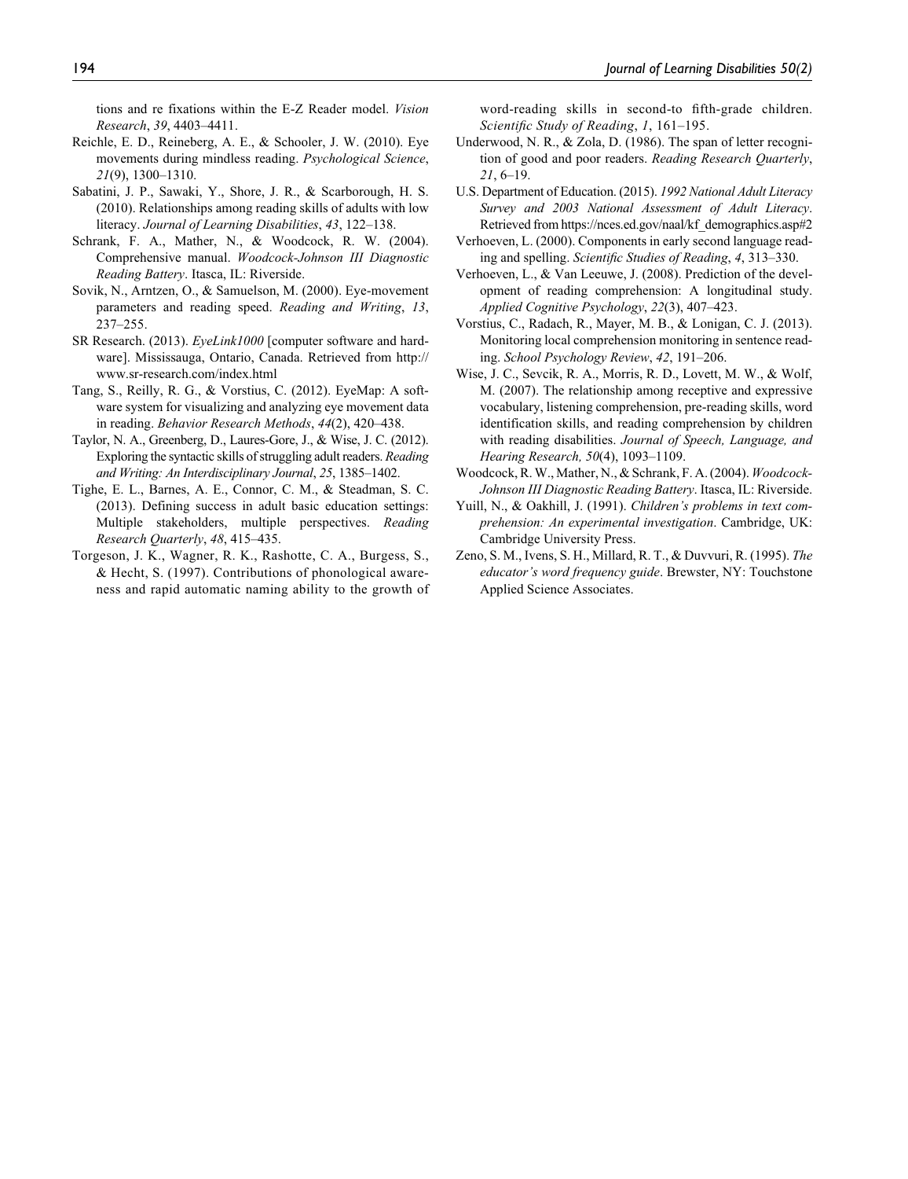tions and re fixations within the E-Z Reader model. *Vision Research*, *39*, 4403–4411.

Reichle, E. D., Reineberg, A. E., & Schooler, J. W. (2010). Eye movements during mindless reading. *Psychological Science*, *21*(9), 1300–1310.

Sabatini, J. P., Sawaki, Y., Shore, J. R., & Scarborough, H. S. (2010). Relationships among reading skills of adults with low literacy. *Journal of Learning Disabilities*, *43*, 122–138.

Schrank, F. A., Mather, N., & Woodcock, R. W. (2004). Comprehensive manual. *Woodcock-Johnson III Diagnostic Reading Battery*. Itasca, IL: Riverside.

Sovik, N., Arntzen, O., & Samuelson, M. (2000). Eye-movement parameters and reading speed. *Reading and Writing*, *13*, 237–255.

SR Research. (2013). *EyeLink1000* [computer software and hardware]. Mississauga, Ontario, Canada. Retrieved from http://www.sr-research.com/index.html

Tang, S., Reilly, R. G., & Vorstius, C. (2012). EyeMap: A software system for visualizing and analyzing eye movement data in reading. *Behavior Research Methods*, *44*(2), 420–438.

Taylor, N. A., Greenberg, D., Laures-Gore, J., & Wise, J. C. (2012). Exploring the syntactic skills of struggling adult readers. *Reading and Writing: An Interdisciplinary Journal*, *25*, 1385–1402.

Tighe, E. L., Barnes, A. E., Connor, C. M., & Steadman, S. C. (2013). Defining success in adult basic education settings: Multiple stakeholders, multiple perspectives. *Reading Research Quarterly*, *48*, 415–435.

Torgeson, J. K., Wagner, R. K., Rashotte, C. A., Burgess, S., & Hecht, S. (1997). Contributions of phonological awareness and rapid automatic naming ability to the growth of word-reading skills in second-to fifth-grade children. *Scientific Study of Reading*, *1*, 161–195.

Underwood, N. R., & Zola, D. (1986). The span of letter recognition of good and poor readers. *Reading Research Quarterly*, *21*, 6–19.

U.S. Department of Education. (2015). *1992 National Adult Literacy Survey and 2003 National Assessment of Adult Literacy*. Retrieved from https://nces.ed.gov/naal/kf_demographics.asp#2

Verhoeven, L. (2000). Components in early second language reading and spelling. *Scientific Studies of Reading*, *4*, 313–330.

Verhoeven, L., & Van Leeuwe, J. (2008). Prediction of the development of reading comprehension: A longitudinal study. *Applied Cognitive Psychology*, *22*(3), 407–423.

Vorstius, C., Radach, R., Mayer, M. B., & Lonigan, C. J. (2013). Monitoring local comprehension monitoring in sentence reading. *School Psychology Review*, *42*, 191–206.

Wise, J. C., Sevcik, R. A., Morris, R. D., Lovett, M. W., & Wolf, M. (2007). The relationship among receptive and expressive vocabulary, listening comprehension, pre-reading skills, word identification skills, and reading comprehension by children with reading disabilities. *Journal of Speech, Language, and Hearing Research, 50*(4), 1093–1109.

Woodcock, R. W., Mather, N., & Schrank, F. A. (2004). *Woodcock-Johnson III Diagnostic Reading Battery*. Itasca, IL: Riverside.

Yuill, N., & Oakhill, J. (1991). *Children's problems in text comprehension: An experimental investigation*. Cambridge, UK: Cambridge University Press.

Zeno, S. M., Ivens, S. H., Millard, R. T., & Duvvuri, R. (1995). *The educator's word frequency guide*. Brewster, NY: Touchstone Applied Science Associates.